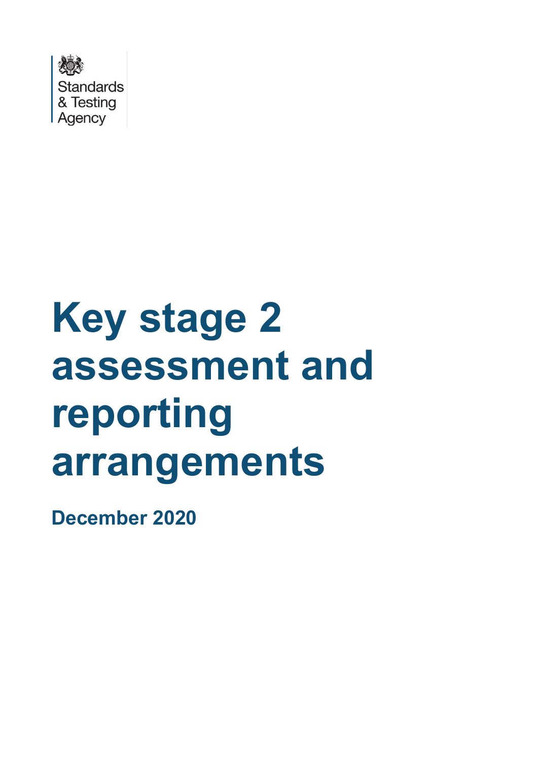Standards & Testing Agency

# Key stage 2 assessment and reporting arrangements

**December 2020**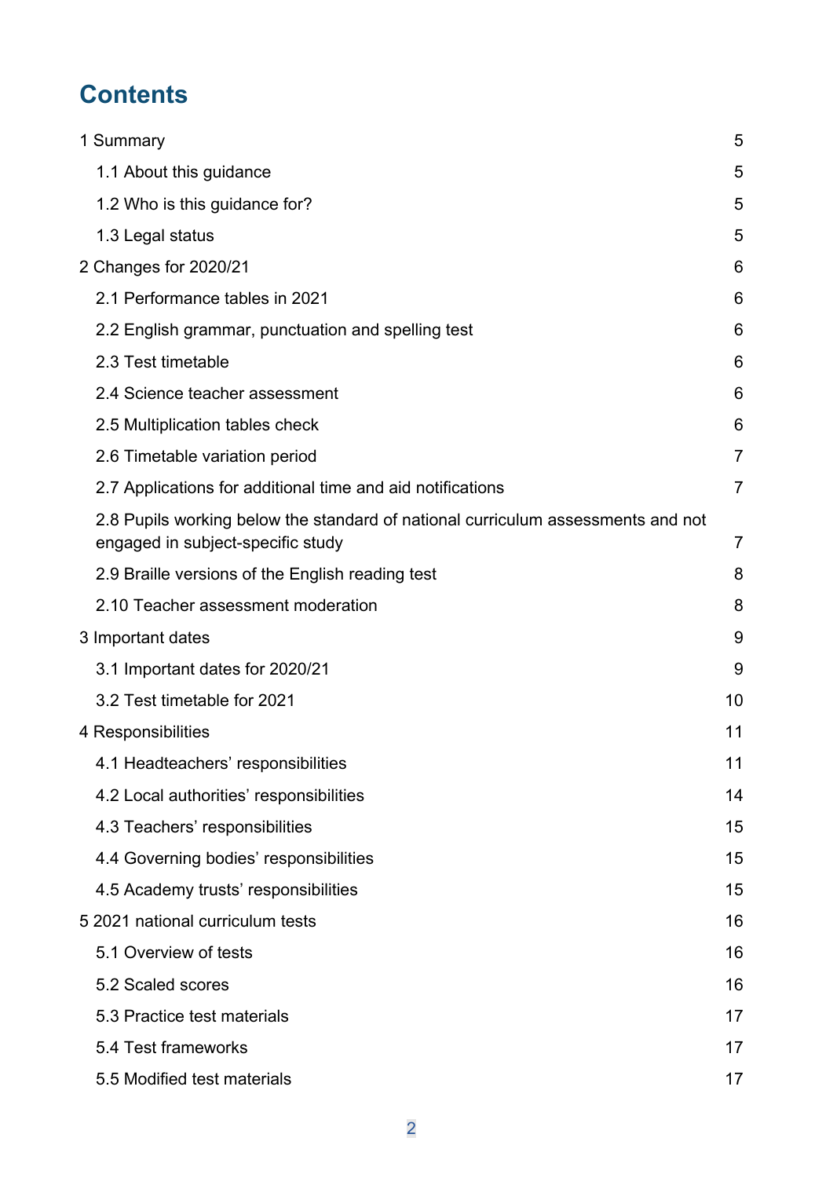# Contents

1 Summary 5

- 1.1 About this guidance 5
- 1.2 Who is this guidance for? 5
- 1.3 Legal status 5

2 Changes for 2020/21 6

- 2.1 Performance tables in 2021 6
- 2.2 English grammar, punctuation and spelling test 6
- 2.3 Test timetable 6
- 2.4 Science teacher assessment 6
- 2.5 Multiplication tables check 6
- 2.6 Timetable variation period 7
- 2.7 Applications for additional time and aid notifications 7
- 2.8 Pupils working below the standard of national curriculum assessments and not engaged in subject-specific study 7
- 2.9 Braille versions of the English reading test 8
- 2.10 Teacher assessment moderation 8

3 Important dates 9

- 3.1 Important dates for 2020/21 9
- 3.2 Test timetable for 2021 10

4 Responsibilities 11

- 4.1 Headteachers' responsibilities 11
- 4.2 Local authorities' responsibilities 14
- 4.3 Teachers' responsibilities 15
- 4.4 Governing bodies' responsibilities 15
- 4.5 Academy trusts' responsibilities 15

5 2021 national curriculum tests 16

- 5.1 Overview of tests 16
- 5.2 Scaled scores 16
- 5.3 Practice test materials 17
- 5.4 Test frameworks 17
- 5.5 Modified test materials 17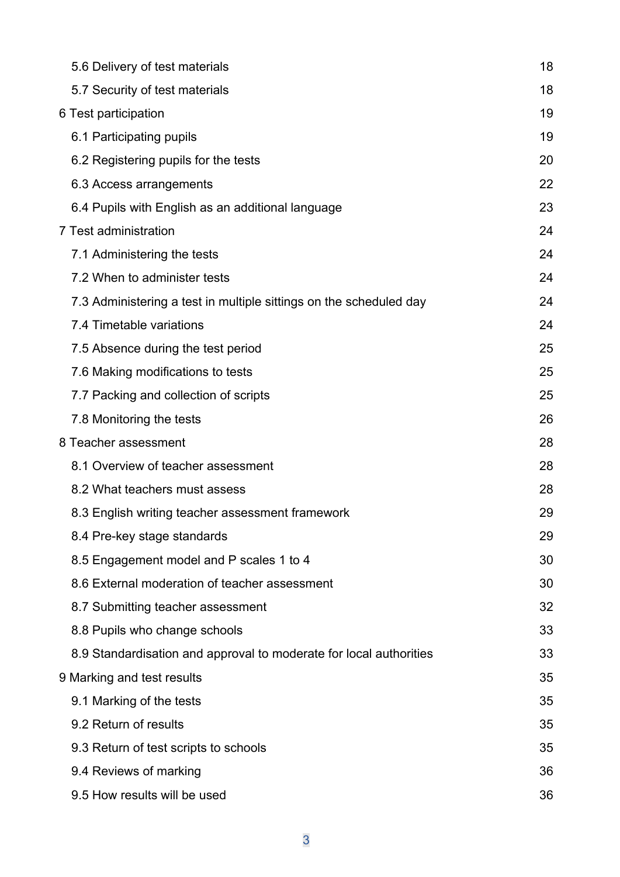| | |
|---|---|
| 5.6 Delivery of test materials | 18 |
| 5.7 Security of test materials | 18 |
| 6 Test participation | 19 |
| 6.1 Participating pupils | 19 |
| 6.2 Registering pupils for the tests | 20 |
| 6.3 Access arrangements | 22 |
| 6.4 Pupils with English as an additional language | 23 |
| 7 Test administration | 24 |
| 7.1 Administering the tests | 24 |
| 7.2 When to administer tests | 24 |
| 7.3 Administering a test in multiple sittings on the scheduled day | 24 |
| 7.4 Timetable variations | 24 |
| 7.5 Absence during the test period | 25 |
| 7.6 Making modifications to tests | 25 |
| 7.7 Packing and collection of scripts | 25 |
| 7.8 Monitoring the tests | 26 |
| 8 Teacher assessment | 28 |
| 8.1 Overview of teacher assessment | 28 |
| 8.2 What teachers must assess | 28 |
| 8.3 English writing teacher assessment framework | 29 |
| 8.4 Pre-key stage standards | 29 |
| 8.5 Engagement model and P scales 1 to 4 | 30 |
| 8.6 External moderation of teacher assessment | 30 |
| 8.7 Submitting teacher assessment | 32 |
| 8.8 Pupils who change schools | 33 |
| 8.9 Standardisation and approval to moderate for local authorities | 33 |
| 9 Marking and test results | 35 |
| 9.1 Marking of the tests | 35 |
| 9.2 Return of results | 35 |
| 9.3 Return of test scripts to schools | 35 |
| 9.4 Reviews of marking | 36 |
| 9.5 How results will be used | 36 |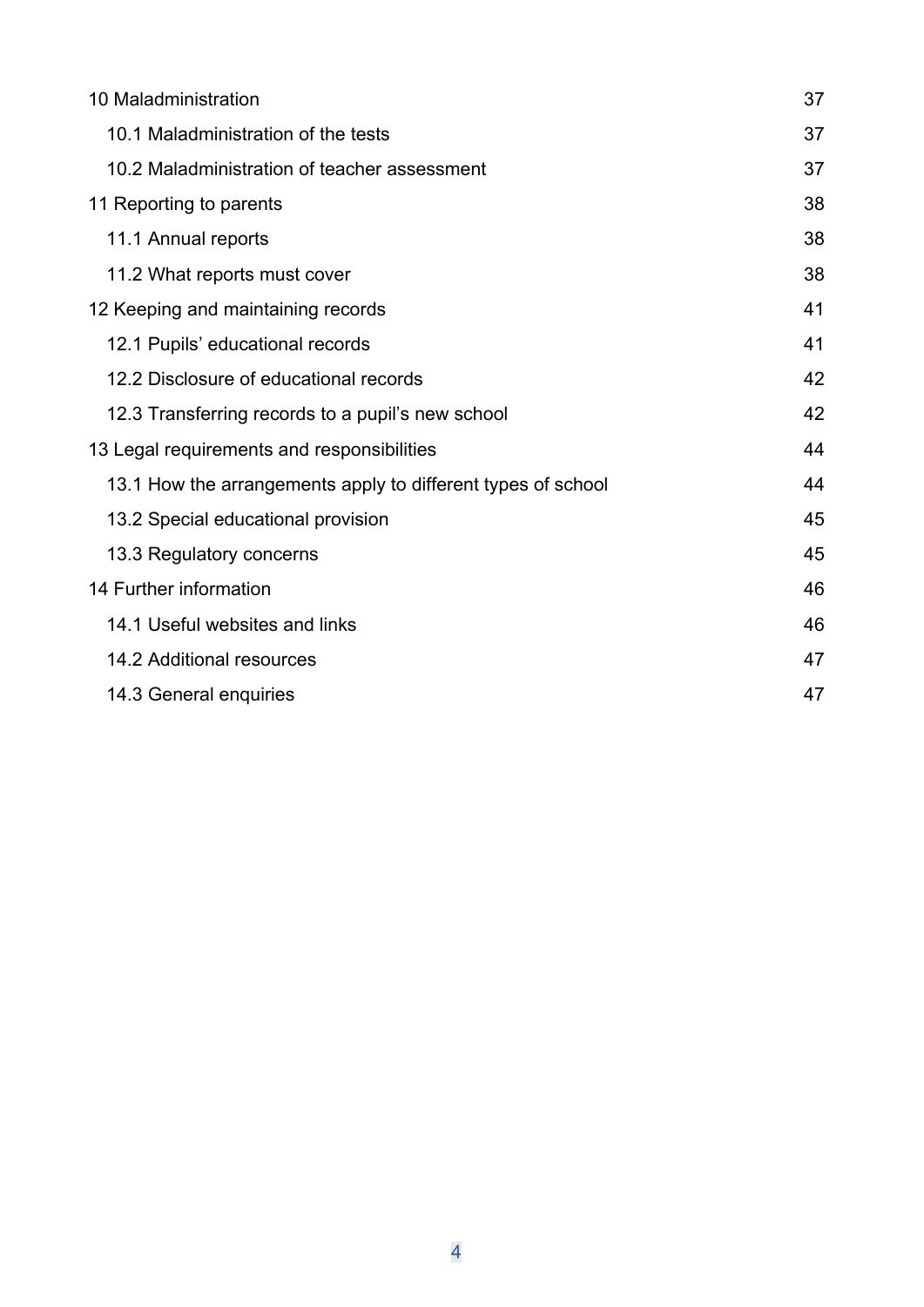10 Maladministration 37

- 10.1 Maladministration of the tests 37
- 10.2 Maladministration of teacher assessment 37

11 Reporting to parents 38

- 11.1 Annual reports 38
- 11.2 What reports must cover 38

12 Keeping and maintaining records 41

- 12.1 Pupils' educational records 41
- 12.2 Disclosure of educational records 42
- 12.3 Transferring records to a pupil's new school 42

13 Legal requirements and responsibilities 44

- 13.1 How the arrangements apply to different types of school 44
- 13.2 Special educational provision 45
- 13.3 Regulatory concerns 45

14 Further information 46

- 14.1 Useful websites and links 46
- 14.2 Additional resources 47
- 14.3 General enquiries 47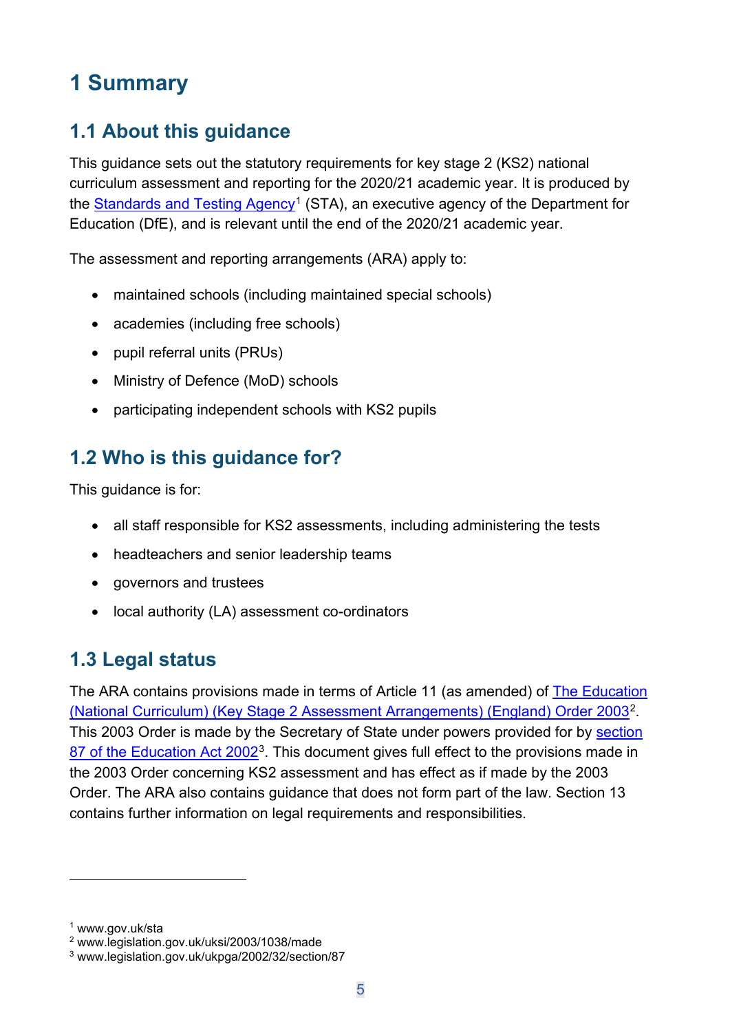# 1 Summary

## 1.1 About this guidance

This guidance sets out the statutory requirements for key stage 2 (KS2) national curriculum assessment and reporting for the 2020/21 academic year. It is produced by the Standards and Testing Agency[1] (STA), an executive agency of the Department for Education (DfE), and is relevant until the end of the 2020/21 academic year.

The assessment and reporting arrangements (ARA) apply to:

- maintained schools (including maintained special schools)
- academies (including free schools)
- pupil referral units (PRUs)
- Ministry of Defence (MoD) schools
- participating independent schools with KS2 pupils

## 1.2 Who is this guidance for?

This guidance is for:

- all staff responsible for KS2 assessments, including administering the tests
- headteachers and senior leadership teams
- governors and trustees
- local authority (LA) assessment co-ordinators

## 1.3 Legal status

The ARA contains provisions made in terms of Article 11 (as amended) of The Education (National Curriculum) (Key Stage 2 Assessment Arrangements) (England) Order 2003[2]. This 2003 Order is made by the Secretary of State under powers provided for by section 87 of the Education Act 2002[3]. This document gives full effect to the provisions made in the 2003 Order concerning KS2 assessment and has effect as if made by the 2003 Order. The ARA also contains guidance that does not form part of the law. Section 13 contains further information on legal requirements and responsibilities.

---

[1] www.gov.uk/sta
[2] www.legislation.gov.uk/uksi/2003/1038/made
[3] www.legislation.gov.uk/ukpga/2002/32/section/87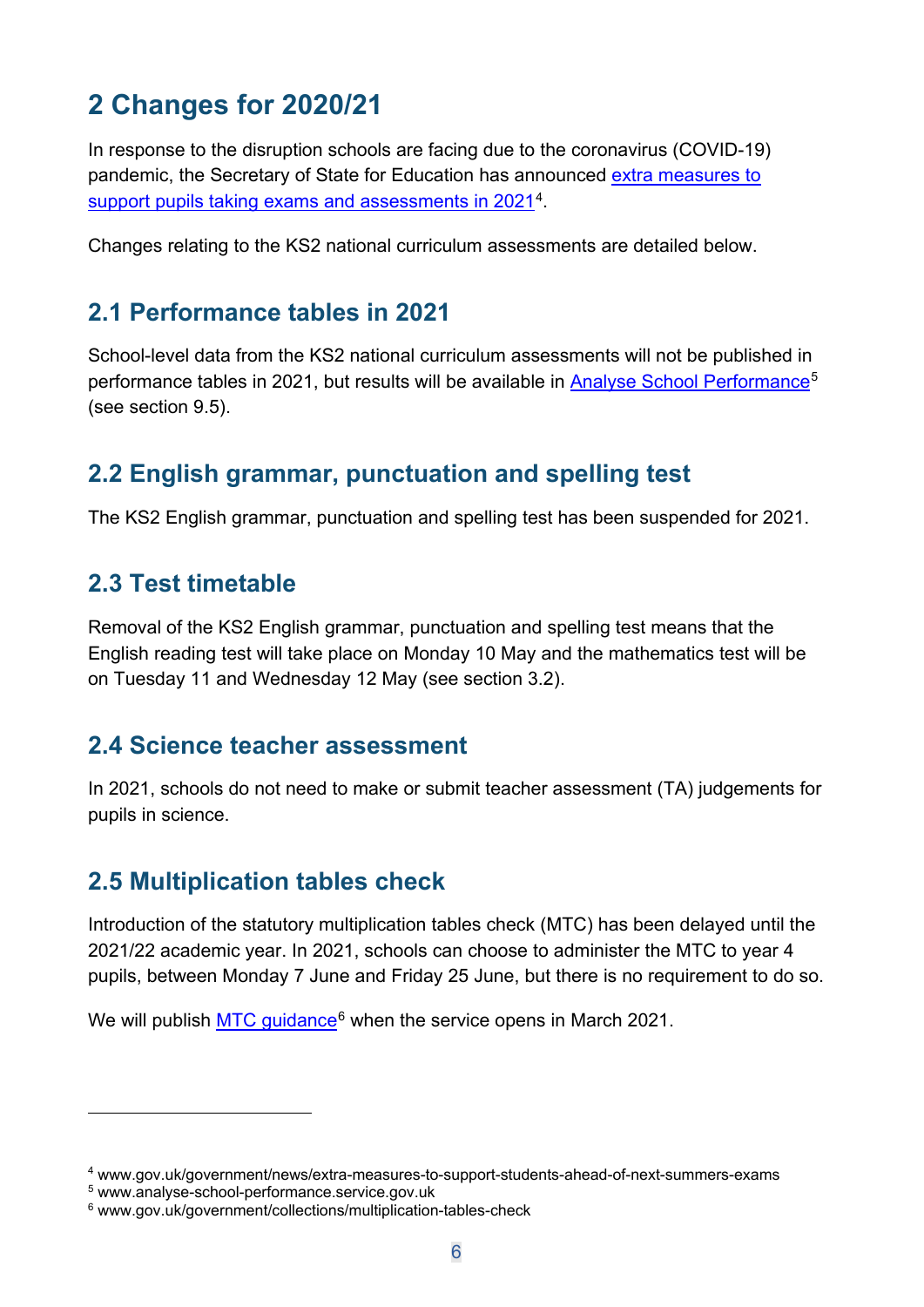## 2 Changes for 2020/21

In response to the disruption schools are facing due to the coronavirus (COVID-19) pandemic, the Secretary of State for Education has announced extra measures to support pupils taking exams and assessments in 2021[4].

Changes relating to the KS2 national curriculum assessments are detailed below.

### 2.1 Performance tables in 2021

School-level data from the KS2 national curriculum assessments will not be published in performance tables in 2021, but results will be available in Analyse School Performance[5] (see section 9.5).

### 2.2 English grammar, punctuation and spelling test

The KS2 English grammar, punctuation and spelling test has been suspended for 2021.

### 2.3 Test timetable

Removal of the KS2 English grammar, punctuation and spelling test means that the English reading test will take place on Monday 10 May and the mathematics test will be on Tuesday 11 and Wednesday 12 May (see section 3.2).

### 2.4 Science teacher assessment

In 2021, schools do not need to make or submit teacher assessment (TA) judgements for pupils in science.

### 2.5 Multiplication tables check

Introduction of the statutory multiplication tables check (MTC) has been delayed until the 2021/22 academic year. In 2021, schools can choose to administer the MTC to year 4 pupils, between Monday 7 June and Friday 25 June, but there is no requirement to do so.

We will publish MTC guidance[6] when the service opens in March 2021.

---

[4] www.gov.uk/government/news/extra-measures-to-support-students-ahead-of-next-summers-exams

[5] www.analyse-school-performance.service.gov.uk

[6] www.gov.uk/government/collections/multiplication-tables-check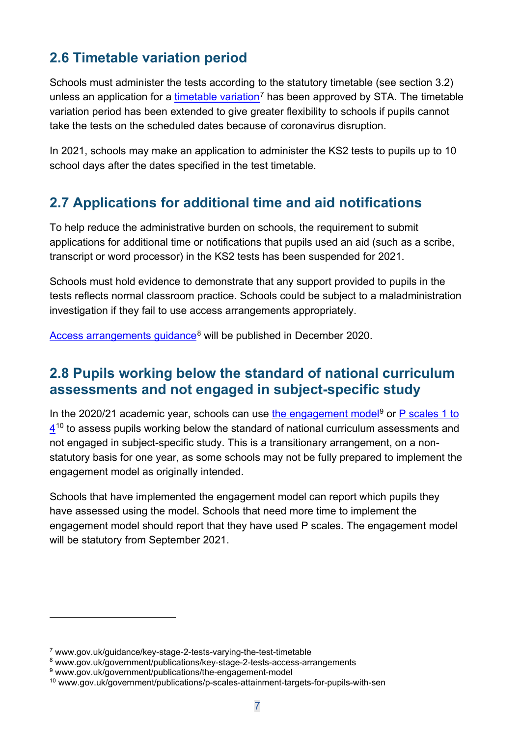## 2.6 Timetable variation period

Schools must administer the tests according to the statutory timetable (see section 3.2) unless an application for a timetable variation[7] has been approved by STA. The timetable variation period has been extended to give greater flexibility to schools if pupils cannot take the tests on the scheduled dates because of coronavirus disruption.

In 2021, schools may make an application to administer the KS2 tests to pupils up to 10 school days after the dates specified in the test timetable.

## 2.7 Applications for additional time and aid notifications

To help reduce the administrative burden on schools, the requirement to submit applications for additional time or notifications that pupils used an aid (such as a scribe, transcript or word processor) in the KS2 tests has been suspended for 2021.

Schools must hold evidence to demonstrate that any support provided to pupils in the tests reflects normal classroom practice. Schools could be subject to a maladministration investigation if they fail to use access arrangements appropriately.

Access arrangements guidance[8] will be published in December 2020.

## 2.8 Pupils working below the standard of national curriculum assessments and not engaged in subject-specific study

In the 2020/21 academic year, schools can use the engagement model[9] or P scales 1 to 4[10] to assess pupils working below the standard of national curriculum assessments and not engaged in subject-specific study. This is a transitional arrangement, on a non-statutory basis for one year, as some schools may not be fully prepared to implement the engagement model as originally intended.

Schools that have implemented the engagement model can report which pupils they have assessed using the model. Schools that need more time to implement the engagement model should report that they have used P scales. The engagement model will be statutory from September 2021.

---

[7] www.gov.uk/guidance/key-stage-2-tests-varying-the-test-timetable
[8] www.gov.uk/government/publications/key-stage-2-tests-access-arrangements
[9] www.gov.uk/government/publications/the-engagement-model
[10] www.gov.uk/government/publications/p-scales-attainment-targets-for-pupils-with-sen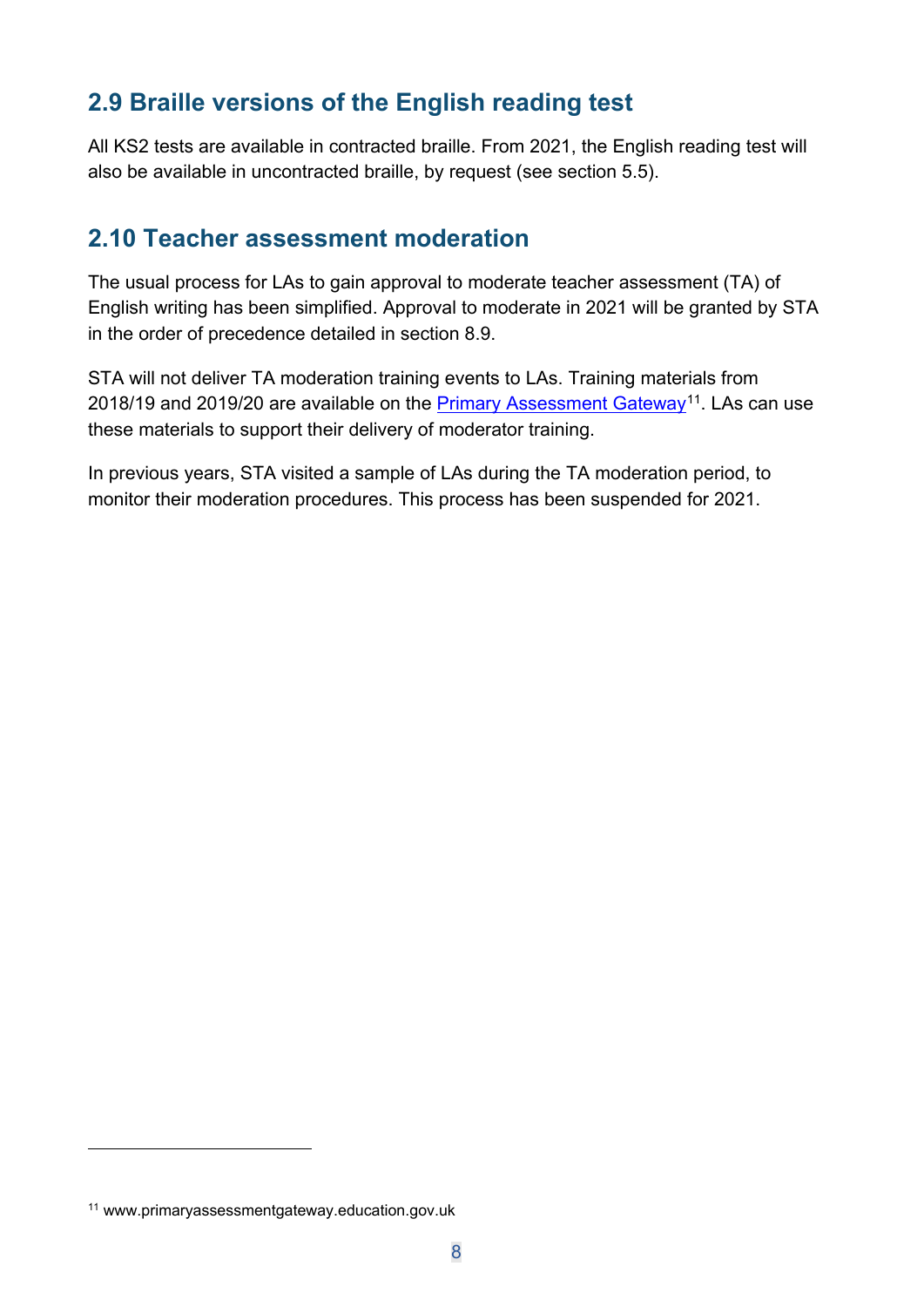## 2.9 Braille versions of the English reading test

All KS2 tests are available in contracted braille. From 2021, the English reading test will also be available in uncontracted braille, by request (see section 5.5).

## 2.10 Teacher assessment moderation

The usual process for LAs to gain approval to moderate teacher assessment (TA) of English writing has been simplified. Approval to moderate in 2021 will be granted by STA in the order of precedence detailed in section 8.9.

STA will not deliver TA moderation training events to LAs. Training materials from 2018/19 and 2019/20 are available on the Primary Assessment Gateway[11]. LAs can use these materials to support their delivery of moderator training.

In previous years, STA visited a sample of LAs during the TA moderation period, to monitor their moderation procedures. This process has been suspended for 2021.

[11] www.primaryassessmentgateway.education.gov.uk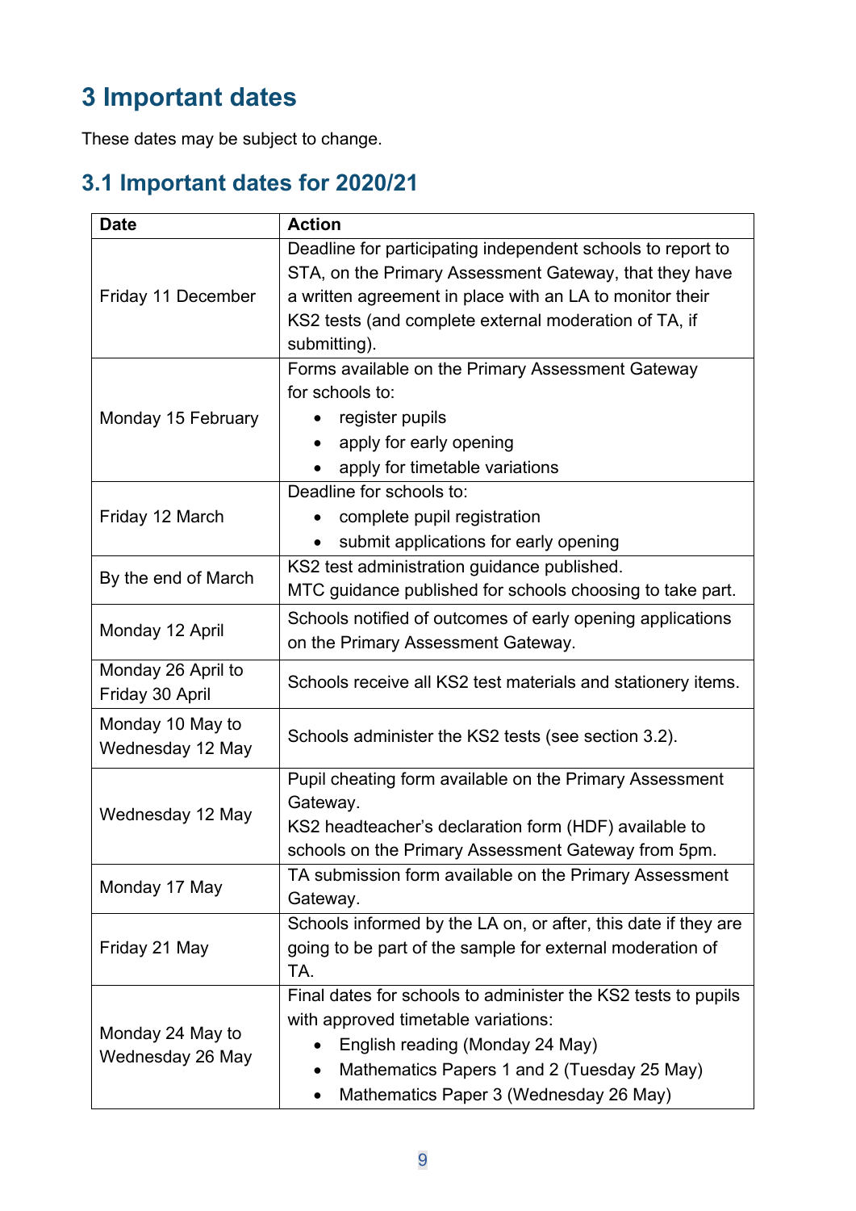# 3 Important dates

These dates may be subject to change.

## 3.1 Important dates for 2020/21

| Date | Action |
|---|---|
| Friday 11 December | Deadline for participating independent schools to report to STA, on the Primary Assessment Gateway, that they have a written agreement in place with an LA to monitor their KS2 tests (and complete external moderation of TA, if submitting). |
| Monday 15 February | Forms available on the Primary Assessment Gateway for schools to:<br>• register pupils<br>• apply for early opening<br>• apply for timetable variations |
| Friday 12 March | Deadline for schools to:<br>• complete pupil registration<br>• submit applications for early opening |
| By the end of March | KS2 test administration guidance published.<br>MTC guidance published for schools choosing to take part. |
| Monday 12 April | Schools notified of outcomes of early opening applications on the Primary Assessment Gateway. |
| Monday 26 April to Friday 30 April | Schools receive all KS2 test materials and stationery items. |
| Monday 10 May to Wednesday 12 May | Schools administer the KS2 tests (see section 3.2). |
| Wednesday 12 May | Pupil cheating form available on the Primary Assessment Gateway.<br>KS2 headteacher's declaration form (HDF) available to schools on the Primary Assessment Gateway from 5pm. |
| Monday 17 May | TA submission form available on the Primary Assessment Gateway. |
| Friday 21 May | Schools informed by the LA on, or after, this date if they are going to be part of the sample for external moderation of TA. |
| Monday 24 May to Wednesday 26 May | Final dates for schools to administer the KS2 tests to pupils with approved timetable variations:<br>• English reading (Monday 24 May)<br>• Mathematics Papers 1 and 2 (Tuesday 25 May)<br>• Mathematics Paper 3 (Wednesday 26 May) |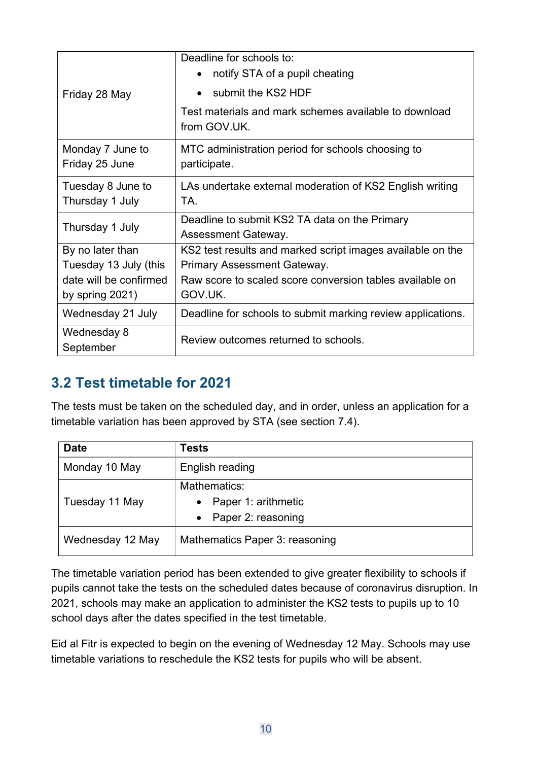| | |
|---|---|
| Friday 28 May | Deadline for schools to:<br>• notify STA of a pupil cheating<br>• submit the KS2 HDF<br>Test materials and mark schemes available to download from GOV.UK. |
| Monday 7 June to Friday 25 June | MTC administration period for schools choosing to participate. |
| Tuesday 8 June to Thursday 1 July | LAs undertake external moderation of KS2 English writing TA. |
| Thursday 1 July | Deadline to submit KS2 TA data on the Primary Assessment Gateway. |
| By no later than Tuesday 13 July (this date will be confirmed by spring 2021) | KS2 test results and marked script images available on the Primary Assessment Gateway.<br>Raw score to scaled score conversion tables available on GOV.UK. |
| Wednesday 21 July | Deadline for schools to submit marking review applications. |
| Wednesday 8 September | Review outcomes returned to schools. |

## 3.2 Test timetable for 2021

The tests must be taken on the scheduled day, and in order, unless an application for a timetable variation has been approved by STA (see section 7.4).

| **Date** | **Tests** |
|---|---|
| Monday 10 May | English reading |
| Tuesday 11 May | Mathematics:<br>• Paper 1: arithmetic<br>• Paper 2: reasoning |
| Wednesday 12 May | Mathematics Paper 3: reasoning |

The timetable variation period has been extended to give greater flexibility to schools if pupils cannot take the tests on the scheduled dates because of coronavirus disruption. In 2021, schools may make an application to administer the KS2 tests to pupils up to 10 school days after the dates specified in the test timetable.

Eid al Fitr is expected to begin on the evening of Wednesday 12 May. Schools may use timetable variations to reschedule the KS2 tests for pupils who will be absent.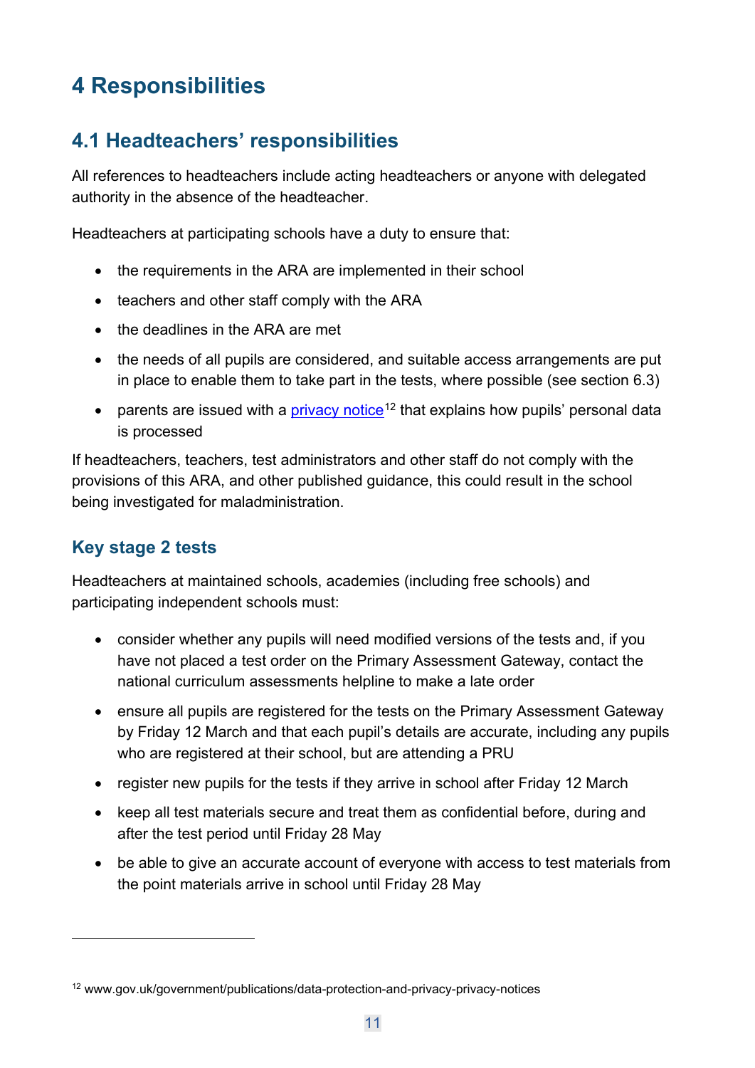# 4 Responsibilities

## 4.1 Headteachers' responsibilities

All references to headteachers include acting headteachers or anyone with delegated authority in the absence of the headteacher.

Headteachers at participating schools have a duty to ensure that:

- the requirements in the ARA are implemented in their school
- teachers and other staff comply with the ARA
- the deadlines in the ARA are met
- the needs of all pupils are considered, and suitable access arrangements are put in place to enable them to take part in the tests, where possible (see section 6.3)
- parents are issued with a privacy notice[12] that explains how pupils' personal data is processed

If headteachers, teachers, test administrators and other staff do not comply with the provisions of this ARA, and other published guidance, this could result in the school being investigated for maladministration.

### Key stage 2 tests

Headteachers at maintained schools, academies (including free schools) and participating independent schools must:

- consider whether any pupils will need modified versions of the tests and, if you have not placed a test order on the Primary Assessment Gateway, contact the national curriculum assessments helpline to make a late order
- ensure all pupils are registered for the tests on the Primary Assessment Gateway by Friday 12 March and that each pupil's details are accurate, including any pupils who are registered at their school, but are attending a PRU
- register new pupils for the tests if they arrive in school after Friday 12 March
- keep all test materials secure and treat them as confidential before, during and after the test period until Friday 28 May
- be able to give an accurate account of everyone with access to test materials from the point materials arrive in school until Friday 28 May

[12] www.gov.uk/government/publications/data-protection-and-privacy-privacy-notices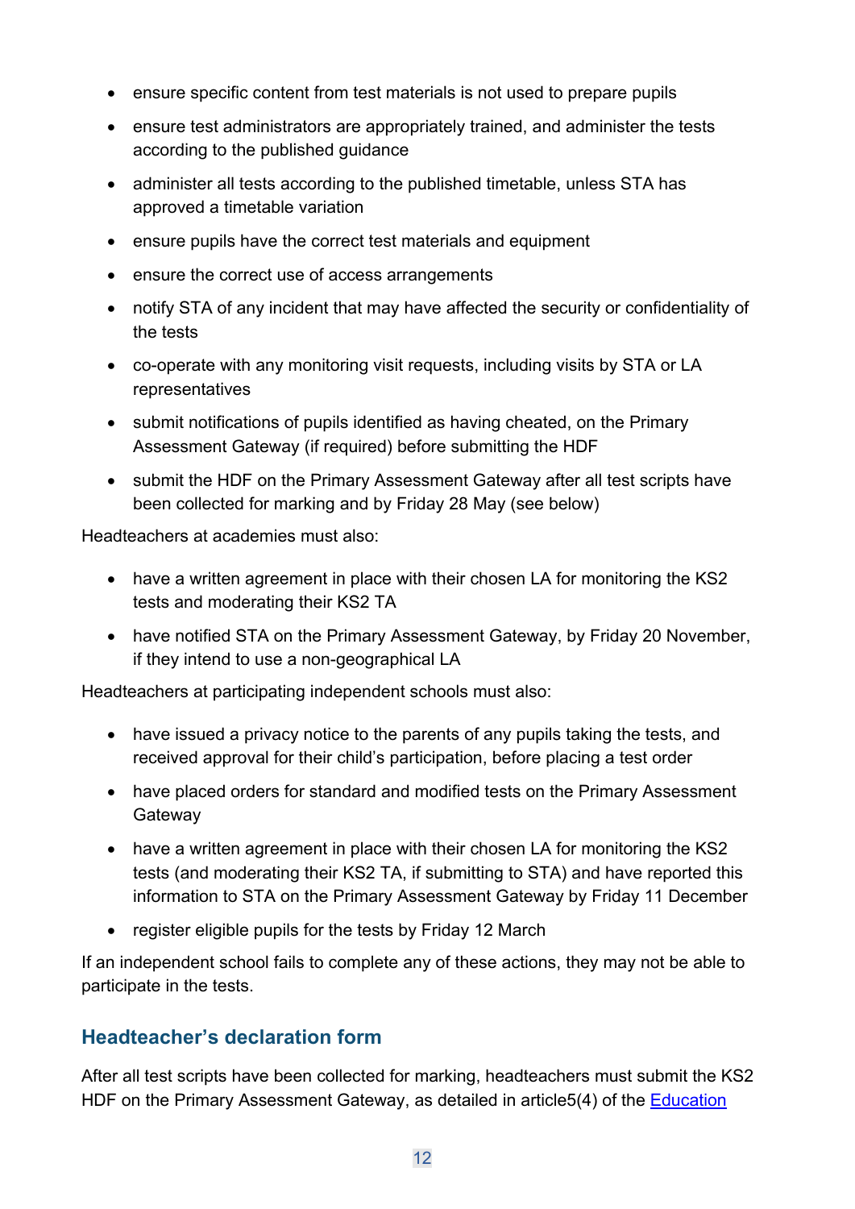- ensure specific content from test materials is not used to prepare pupils
- ensure test administrators are appropriately trained, and administer the tests according to the published guidance
- administer all tests according to the published timetable, unless STA has approved a timetable variation
- ensure pupils have the correct test materials and equipment
- ensure the correct use of access arrangements
- notify STA of any incident that may have affected the security or confidentiality of the tests
- co-operate with any monitoring visit requests, including visits by STA or LA representatives
- submit notifications of pupils identified as having cheated, on the Primary Assessment Gateway (if required) before submitting the HDF
- submit the HDF on the Primary Assessment Gateway after all test scripts have been collected for marking and by Friday 28 May (see below)

Headteachers at academies must also:

- have a written agreement in place with their chosen LA for monitoring the KS2 tests and moderating their KS2 TA
- have notified STA on the Primary Assessment Gateway, by Friday 20 November, if they intend to use a non-geographical LA

Headteachers at participating independent schools must also:

- have issued a privacy notice to the parents of any pupils taking the tests, and received approval for their child's participation, before placing a test order
- have placed orders for standard and modified tests on the Primary Assessment Gateway
- have a written agreement in place with their chosen LA for monitoring the KS2 tests (and moderating their KS2 TA, if submitting to STA) and have reported this information to STA on the Primary Assessment Gateway by Friday 11 December
- register eligible pupils for the tests by Friday 12 March

If an independent school fails to complete any of these actions, they may not be able to participate in the tests.

## Headteacher's declaration form

After all test scripts have been collected for marking, headteachers must submit the KS2 HDF on the Primary Assessment Gateway, as detailed in article5(4) of the Education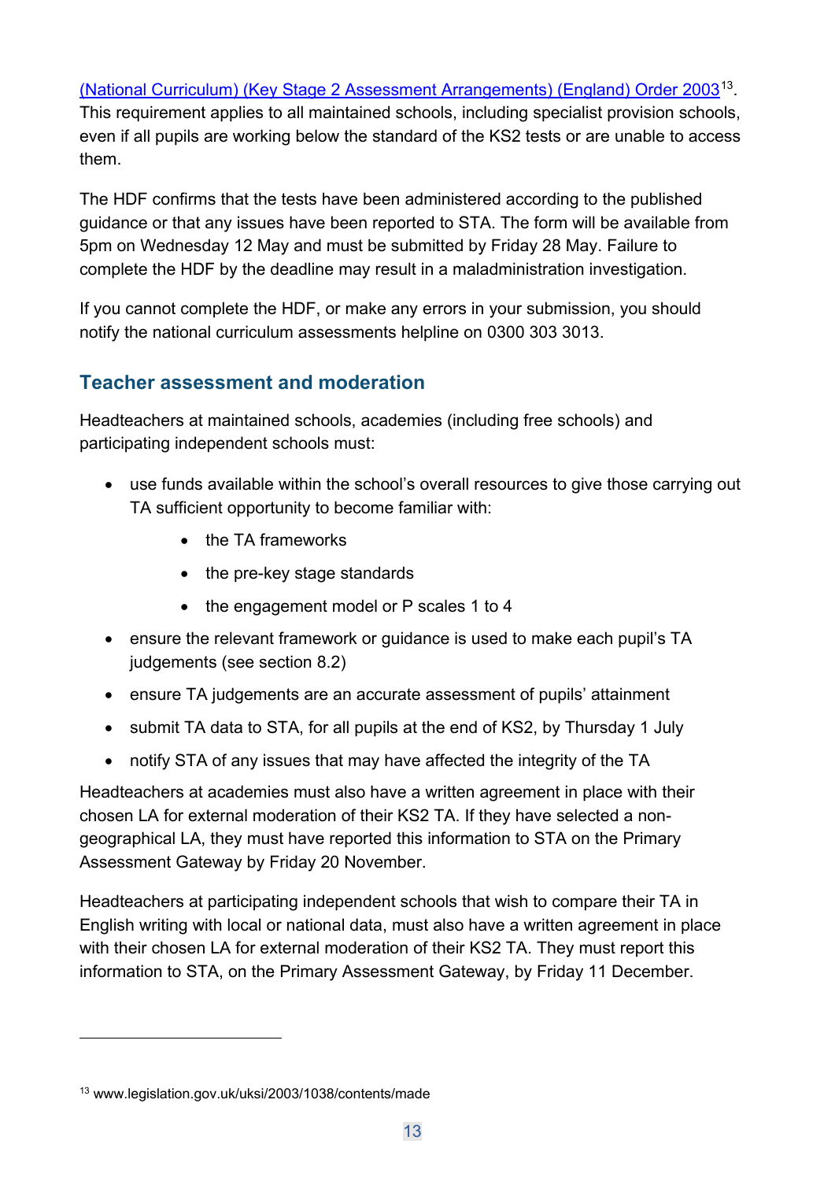(National Curriculum) (Key Stage 2 Assessment Arrangements) (England) Order 2003[13]. This requirement applies to all maintained schools, including specialist provision schools, even if all pupils are working below the standard of the KS2 tests or are unable to access them.

The HDF confirms that the tests have been administered according to the published guidance or that any issues have been reported to STA. The form will be available from 5pm on Wednesday 12 May and must be submitted by Friday 28 May. Failure to complete the HDF by the deadline may result in a maladministration investigation.

If you cannot complete the HDF, or make any errors in your submission, you should notify the national curriculum assessments helpline on 0300 303 3013.

## Teacher assessment and moderation

Headteachers at maintained schools, academies (including free schools) and participating independent schools must:

- use funds available within the school's overall resources to give those carrying out TA sufficient opportunity to become familiar with:
    - the TA frameworks
    - the pre-key stage standards
    - the engagement model or P scales 1 to 4
- ensure the relevant framework or guidance is used to make each pupil's TA judgements (see section 8.2)
- ensure TA judgements are an accurate assessment of pupils' attainment
- submit TA data to STA, for all pupils at the end of KS2, by Thursday 1 July
- notify STA of any issues that may have affected the integrity of the TA

Headteachers at academies must also have a written agreement in place with their chosen LA for external moderation of their KS2 TA. If they have selected a non-geographical LA, they must have reported this information to STA on the Primary Assessment Gateway by Friday 20 November.

Headteachers at participating independent schools that wish to compare their TA in English writing with local or national data, must also have a written agreement in place with their chosen LA for external moderation of their KS2 TA. They must report this information to STA, on the Primary Assessment Gateway, by Friday 11 December.

---

[13] www.legislation.gov.uk/uksi/2003/1038/contents/made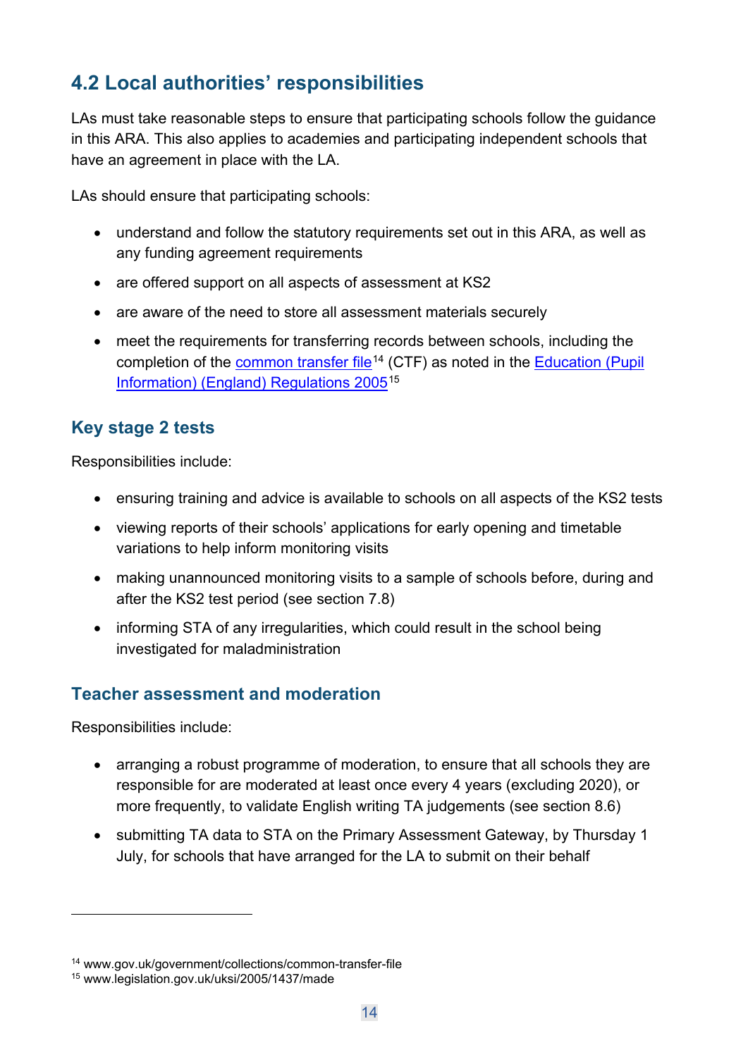## 4.2 Local authorities' responsibilities

LAs must take reasonable steps to ensure that participating schools follow the guidance in this ARA. This also applies to academies and participating independent schools that have an agreement in place with the LA.

LAs should ensure that participating schools:

- understand and follow the statutory requirements set out in this ARA, as well as any funding agreement requirements
- are offered support on all aspects of assessment at KS2
- are aware of the need to store all assessment materials securely
- meet the requirements for transferring records between schools, including the completion of the common transfer file[14] (CTF) as noted in the Education (Pupil Information) (England) Regulations 2005[15]

### Key stage 2 tests

Responsibilities include:

- ensuring training and advice is available to schools on all aspects of the KS2 tests
- viewing reports of their schools' applications for early opening and timetable variations to help inform monitoring visits
- making unannounced monitoring visits to a sample of schools before, during and after the KS2 test period (see section 7.8)
- informing STA of any irregularities, which could result in the school being investigated for maladministration

### Teacher assessment and moderation

Responsibilities include:

- arranging a robust programme of moderation, to ensure that all schools they are responsible for are moderated at least once every 4 years (excluding 2020), or more frequently, to validate English writing TA judgements (see section 8.6)
- submitting TA data to STA on the Primary Assessment Gateway, by Thursday 1 July, for schools that have arranged for the LA to submit on their behalf

---

[14] www.gov.uk/government/collections/common-transfer-file

[15] www.legislation.gov.uk/uksi/2005/1437/made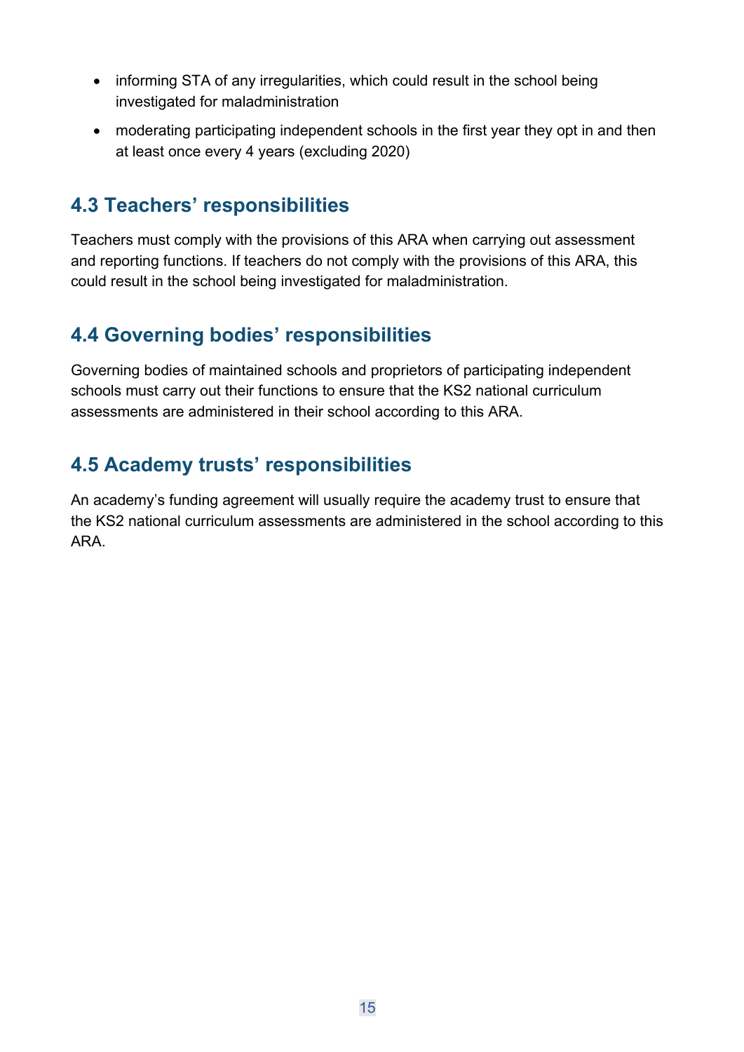- informing STA of any irregularities, which could result in the school being investigated for maladministration
- moderating participating independent schools in the first year they opt in and then at least once every 4 years (excluding 2020)

## 4.3 Teachers' responsibilities

Teachers must comply with the provisions of this ARA when carrying out assessment and reporting functions. If teachers do not comply with the provisions of this ARA, this could result in the school being investigated for maladministration.

## 4.4 Governing bodies' responsibilities

Governing bodies of maintained schools and proprietors of participating independent schools must carry out their functions to ensure that the KS2 national curriculum assessments are administered in their school according to this ARA.

## 4.5 Academy trusts' responsibilities

An academy's funding agreement will usually require the academy trust to ensure that the KS2 national curriculum assessments are administered in the school according to this ARA.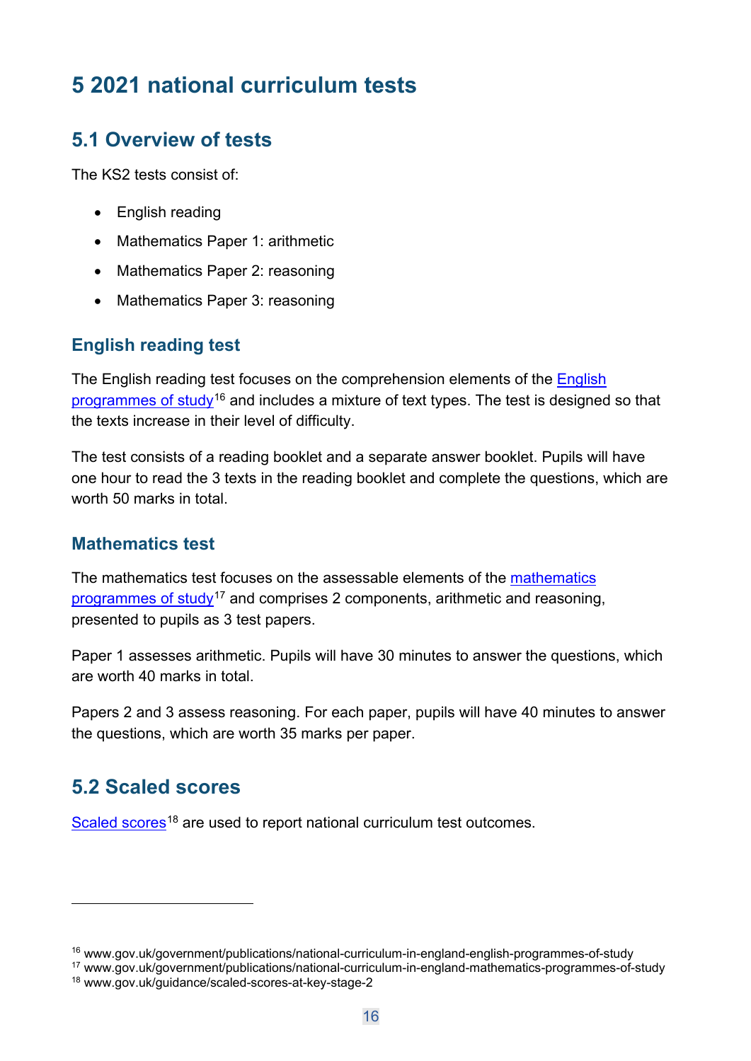# 5 2021 national curriculum tests

## 5.1 Overview of tests

The KS2 tests consist of:

- English reading
- Mathematics Paper 1: arithmetic
- Mathematics Paper 2: reasoning
- Mathematics Paper 3: reasoning

### English reading test

The English reading test focuses on the comprehension elements of the English programmes of study[16] and includes a mixture of text types. The test is designed so that the texts increase in their level of difficulty.

The test consists of a reading booklet and a separate answer booklet. Pupils will have one hour to read the 3 texts in the reading booklet and complete the questions, which are worth 50 marks in total.

### Mathematics test

The mathematics test focuses on the assessable elements of the mathematics programmes of study[17] and comprises 2 components, arithmetic and reasoning, presented to pupils as 3 test papers.

Paper 1 assesses arithmetic. Pupils will have 30 minutes to answer the questions, which are worth 40 marks in total.

Papers 2 and 3 assess reasoning. For each paper, pupils will have 40 minutes to answer the questions, which are worth 35 marks per paper.

## 5.2 Scaled scores

Scaled scores[18] are used to report national curriculum test outcomes.

---

[16] www.gov.uk/government/publications/national-curriculum-in-england-english-programmes-of-study
[17] www.gov.uk/government/publications/national-curriculum-in-england-mathematics-programmes-of-study
[18] www.gov.uk/guidance/scaled-scores-at-key-stage-2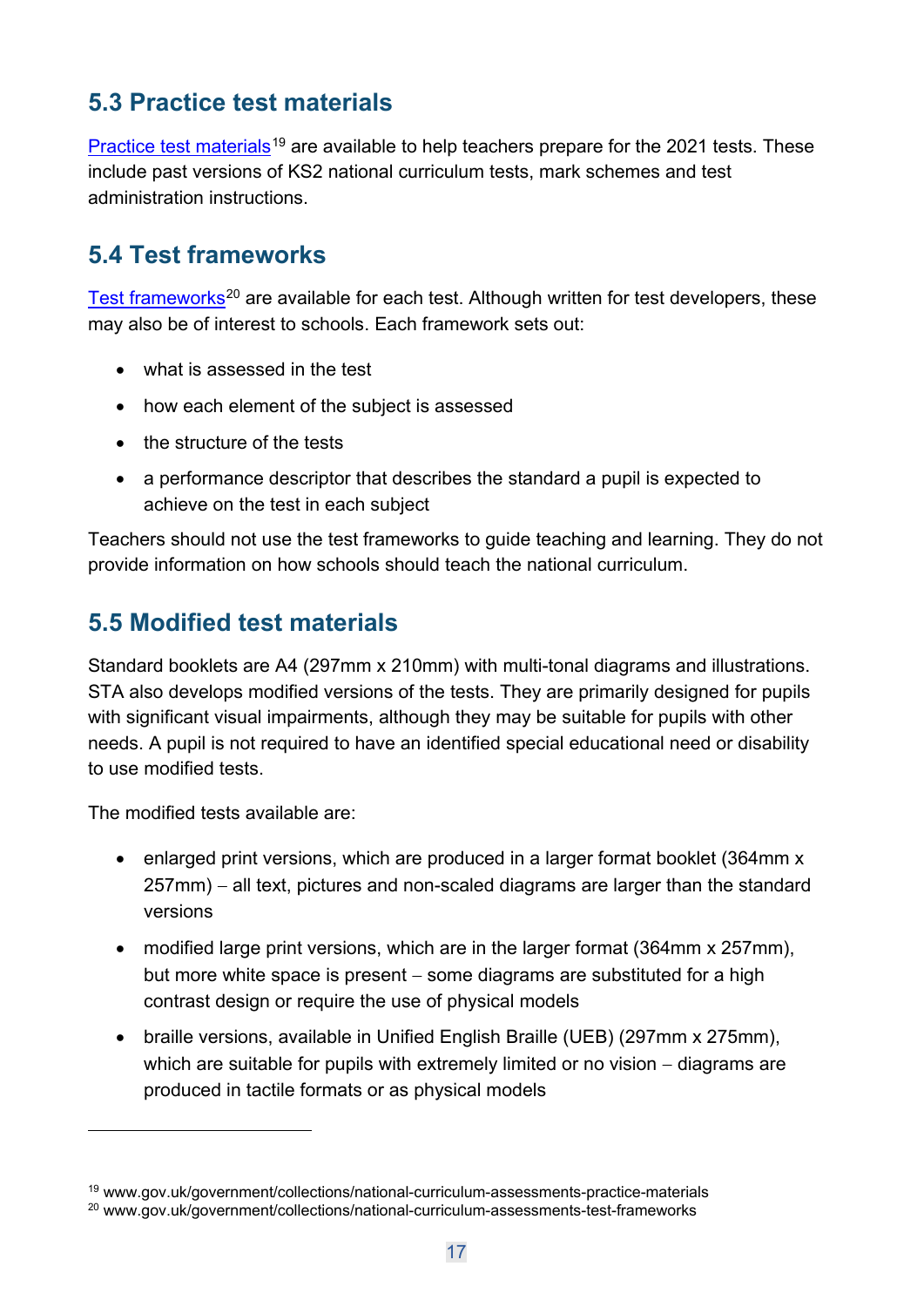## 5.3 Practice test materials

Practice test materials[19] are available to help teachers prepare for the 2021 tests. These include past versions of KS2 national curriculum tests, mark schemes and test administration instructions.

## 5.4 Test frameworks

Test frameworks[20] are available for each test. Although written for test developers, these may also be of interest to schools. Each framework sets out:

- what is assessed in the test
- how each element of the subject is assessed
- the structure of the tests
- a performance descriptor that describes the standard a pupil is expected to achieve on the test in each subject

Teachers should not use the test frameworks to guide teaching and learning. They do not provide information on how schools should teach the national curriculum.

## 5.5 Modified test materials

Standard booklets are A4 (297mm x 210mm) with multi-tonal diagrams and illustrations. STA also develops modified versions of the tests. They are primarily designed for pupils with significant visual impairments, although they may be suitable for pupils with other needs. A pupil is not required to have an identified special educational need or disability to use modified tests.

The modified tests available are:

- enlarged print versions, which are produced in a larger format booklet (364mm x 257mm) – all text, pictures and non-scaled diagrams are larger than the standard versions
- modified large print versions, which are in the larger format (364mm x 257mm), but more white space is present – some diagrams are substituted for a high contrast design or require the use of physical models
- braille versions, available in Unified English Braille (UEB) (297mm x 275mm), which are suitable for pupils with extremely limited or no vision – diagrams are produced in tactile formats or as physical models

---

[19] www.gov.uk/government/collections/national-curriculum-assessments-practice-materials

[20] www.gov.uk/government/collections/national-curriculum-assessments-test-frameworks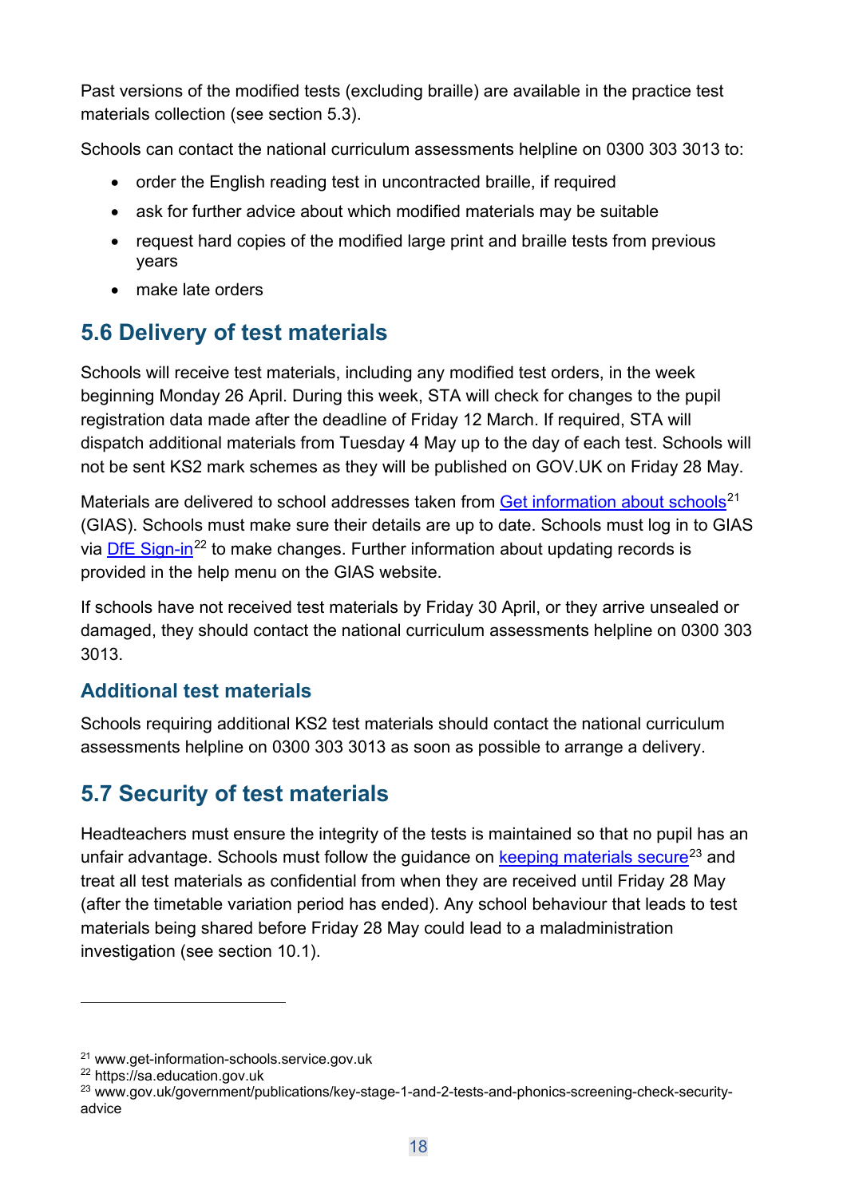Past versions of the modified tests (excluding braille) are available in the practice test materials collection (see section 5.3).

Schools can contact the national curriculum assessments helpline on 0300 303 3013 to:

- order the English reading test in uncontracted braille, if required
- ask for further advice about which modified materials may be suitable
- request hard copies of the modified large print and braille tests from previous years
- make late orders

## 5.6 Delivery of test materials

Schools will receive test materials, including any modified test orders, in the week beginning Monday 26 April. During this week, STA will check for changes to the pupil registration data made after the deadline of Friday 12 March. If required, STA will dispatch additional materials from Tuesday 4 May up to the day of each test. Schools will not be sent KS2 mark schemes as they will be published on GOV.UK on Friday 28 May.

Materials are delivered to school addresses taken from Get information about schools[21] (GIAS). Schools must make sure their details are up to date. Schools must log in to GIAS via DfE Sign-in[22] to make changes. Further information about updating records is provided in the help menu on the GIAS website.

If schools have not received test materials by Friday 30 April, or they arrive unsealed or damaged, they should contact the national curriculum assessments helpline on 0300 303 3013.

### Additional test materials

Schools requiring additional KS2 test materials should contact the national curriculum assessments helpline on 0300 303 3013 as soon as possible to arrange a delivery.

## 5.7 Security of test materials

Headteachers must ensure the integrity of the tests is maintained so that no pupil has an unfair advantage. Schools must follow the guidance on keeping materials secure[23] and treat all test materials as confidential from when they are received until Friday 28 May (after the timetable variation period has ended). Any school behaviour that leads to test materials being shared before Friday 28 May could lead to a maladministration investigation (see section 10.1).

---

[21] www.get-information-schools.service.gov.uk

[22] https://sa.education.gov.uk

[23] www.gov.uk/government/publications/key-stage-1-and-2-tests-and-phonics-screening-check-security-advice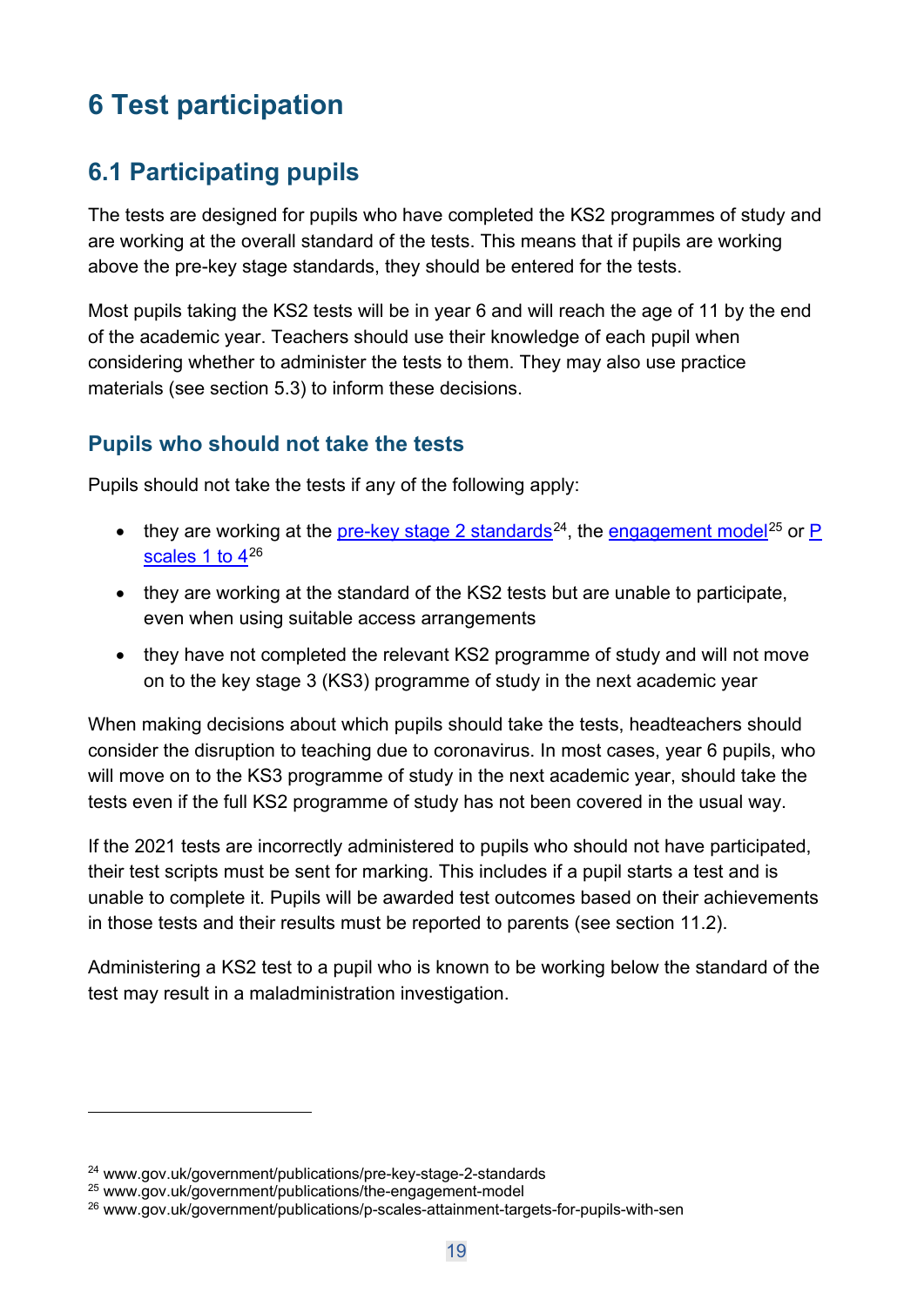# 6 Test participation

## 6.1 Participating pupils

The tests are designed for pupils who have completed the KS2 programmes of study and are working at the overall standard of the tests. This means that if pupils are working above the pre-key stage standards, they should be entered for the tests.

Most pupils taking the KS2 tests will be in year 6 and will reach the age of 11 by the end of the academic year. Teachers should use their knowledge of each pupil when considering whether to administer the tests to them. They may also use practice materials (see section 5.3) to inform these decisions.

### Pupils who should not take the tests

Pupils should not take the tests if any of the following apply:

- they are working at the pre-key stage 2 standards[24], the engagement model[25] or P scales 1 to 4[26]
- they are working at the standard of the KS2 tests but are unable to participate, even when using suitable access arrangements
- they have not completed the relevant KS2 programme of study and will not move on to the key stage 3 (KS3) programme of study in the next academic year

When making decisions about which pupils should take the tests, headteachers should consider the disruption to teaching due to coronavirus. In most cases, year 6 pupils, who will move on to the KS3 programme of study in the next academic year, should take the tests even if the full KS2 programme of study has not been covered in the usual way.

If the 2021 tests are incorrectly administered to pupils who should not have participated, their test scripts must be sent for marking. This includes if a pupil starts a test and is unable to complete it. Pupils will be awarded test outcomes based on their achievements in those tests and their results must be reported to parents (see section 11.2).

Administering a KS2 test to a pupil who is known to be working below the standard of the test may result in a maladministration investigation.

---

[24] www.gov.uk/government/publications/pre-key-stage-2-standards
[25] www.gov.uk/government/publications/the-engagement-model
[26] www.gov.uk/government/publications/p-scales-attainment-targets-for-pupils-with-sen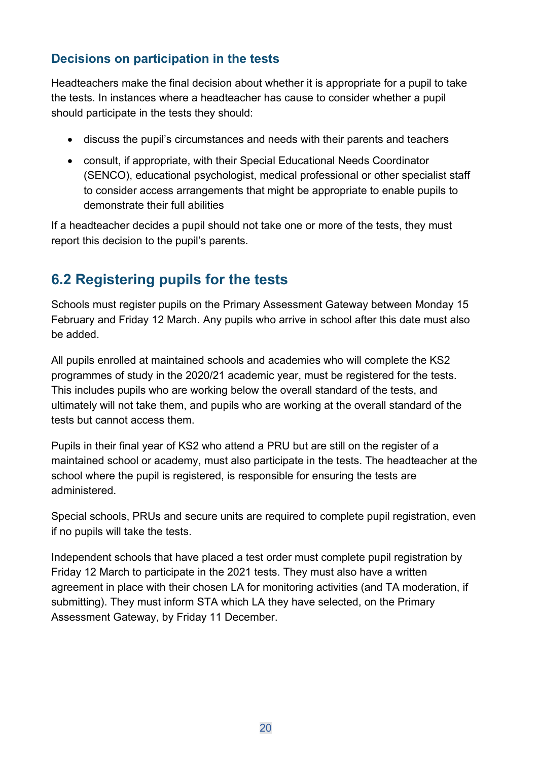### Decisions on participation in the tests

Headteachers make the final decision about whether it is appropriate for a pupil to take the tests. In instances where a headteacher has cause to consider whether a pupil should participate in the tests they should:

- discuss the pupil's circumstances and needs with their parents and teachers
- consult, if appropriate, with their Special Educational Needs Coordinator (SENCO), educational psychologist, medical professional or other specialist staff to consider access arrangements that might be appropriate to enable pupils to demonstrate their full abilities

If a headteacher decides a pupil should not take one or more of the tests, they must report this decision to the pupil's parents.

## 6.2 Registering pupils for the tests

Schools must register pupils on the Primary Assessment Gateway between Monday 15 February and Friday 12 March. Any pupils who arrive in school after this date must also be added.

All pupils enrolled at maintained schools and academies who will complete the KS2 programmes of study in the 2020/21 academic year, must be registered for the tests. This includes pupils who are working below the overall standard of the tests, and ultimately will not take them, and pupils who are working at the overall standard of the tests but cannot access them.

Pupils in their final year of KS2 who attend a PRU but are still on the register of a maintained school or academy, must also participate in the tests. The headteacher at the school where the pupil is registered, is responsible for ensuring the tests are administered.

Special schools, PRUs and secure units are required to complete pupil registration, even if no pupils will take the tests.

Independent schools that have placed a test order must complete pupil registration by Friday 12 March to participate in the 2021 tests. They must also have a written agreement in place with their chosen LA for monitoring activities (and TA moderation, if submitting). They must inform STA which LA they have selected, on the Primary Assessment Gateway, by Friday 11 December.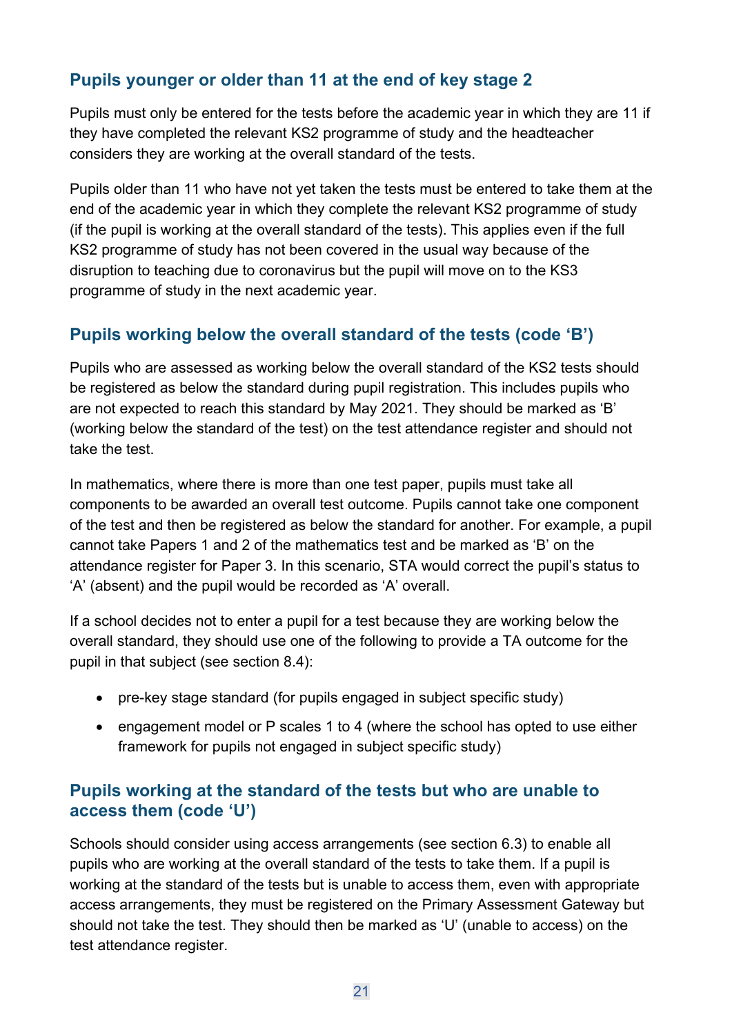### Pupils younger or older than 11 at the end of key stage 2

Pupils must only be entered for the tests before the academic year in which they are 11 if they have completed the relevant KS2 programme of study and the headteacher considers they are working at the overall standard of the tests.

Pupils older than 11 who have not yet taken the tests must be entered to take them at the end of the academic year in which they complete the relevant KS2 programme of study (if the pupil is working at the overall standard of the tests). This applies even if the full KS2 programme of study has not been covered in the usual way because of the disruption to teaching due to coronavirus but the pupil will move on to the KS3 programme of study in the next academic year.

### Pupils working below the overall standard of the tests (code 'B')

Pupils who are assessed as working below the overall standard of the KS2 tests should be registered as below the standard during pupil registration. This includes pupils who are not expected to reach this standard by May 2021. They should be marked as 'B' (working below the standard of the test) on the test attendance register and should not take the test.

In mathematics, where there is more than one test paper, pupils must take all components to be awarded an overall test outcome. Pupils cannot take one component of the test and then be registered as below the standard for another. For example, a pupil cannot take Papers 1 and 2 of the mathematics test and be marked as 'B' on the attendance register for Paper 3. In this scenario, STA would correct the pupil's status to 'A' (absent) and the pupil would be recorded as 'A' overall.

If a school decides not to enter a pupil for a test because they are working below the overall standard, they should use one of the following to provide a TA outcome for the pupil in that subject (see section 8.4):

- pre-key stage standard (for pupils engaged in subject specific study)
- engagement model or P scales 1 to 4 (where the school has opted to use either framework for pupils not engaged in subject specific study)

### Pupils working at the standard of the tests but who are unable to access them (code 'U')

Schools should consider using access arrangements (see section 6.3) to enable all pupils who are working at the overall standard of the tests to take them. If a pupil is working at the standard of the tests but is unable to access them, even with appropriate access arrangements, they must be registered on the Primary Assessment Gateway but should not take the test. They should then be marked as 'U' (unable to access) on the test attendance register.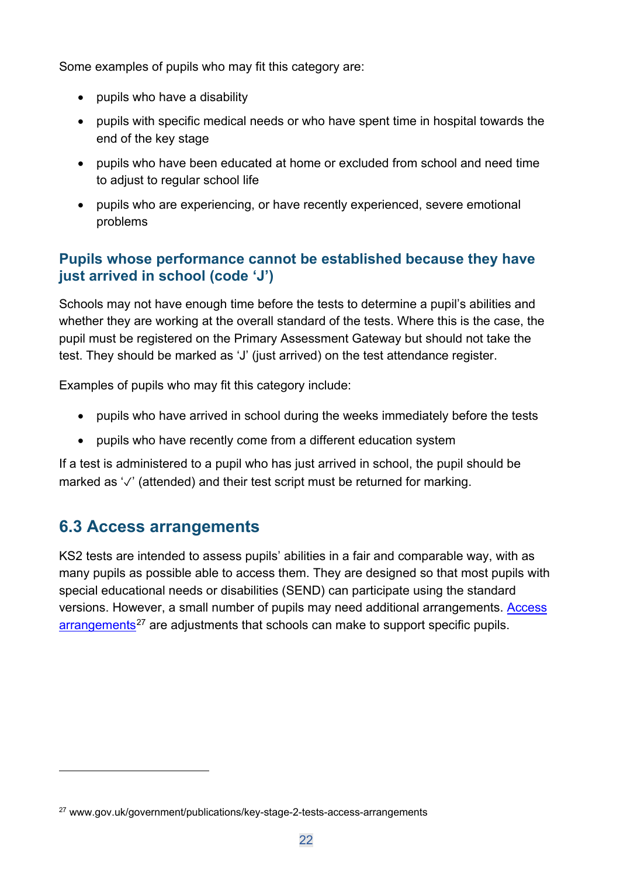Some examples of pupils who may fit this category are:

- pupils who have a disability
- pupils with specific medical needs or who have spent time in hospital towards the end of the key stage
- pupils who have been educated at home or excluded from school and need time to adjust to regular school life
- pupils who are experiencing, or have recently experienced, severe emotional problems

### Pupils whose performance cannot be established because they have just arrived in school (code 'J')

Schools may not have enough time before the tests to determine a pupil's abilities and whether they are working at the overall standard of the tests. Where this is the case, the pupil must be registered on the Primary Assessment Gateway but should not take the test. They should be marked as 'J' (just arrived) on the test attendance register.

Examples of pupils who may fit this category include:

- pupils who have arrived in school during the weeks immediately before the tests
- pupils who have recently come from a different education system

If a test is administered to a pupil who has just arrived in school, the pupil should be marked as '✓' (attended) and their test script must be returned for marking.

## 6.3 Access arrangements

KS2 tests are intended to assess pupils' abilities in a fair and comparable way, with as many pupils as possible able to access them. They are designed so that most pupils with special educational needs or disabilities (SEND) can participate using the standard versions. However, a small number of pupils may need additional arrangements. Access arrangements[27] are adjustments that schools can make to support specific pupils.

---

[27] www.gov.uk/government/publications/key-stage-2-tests-access-arrangements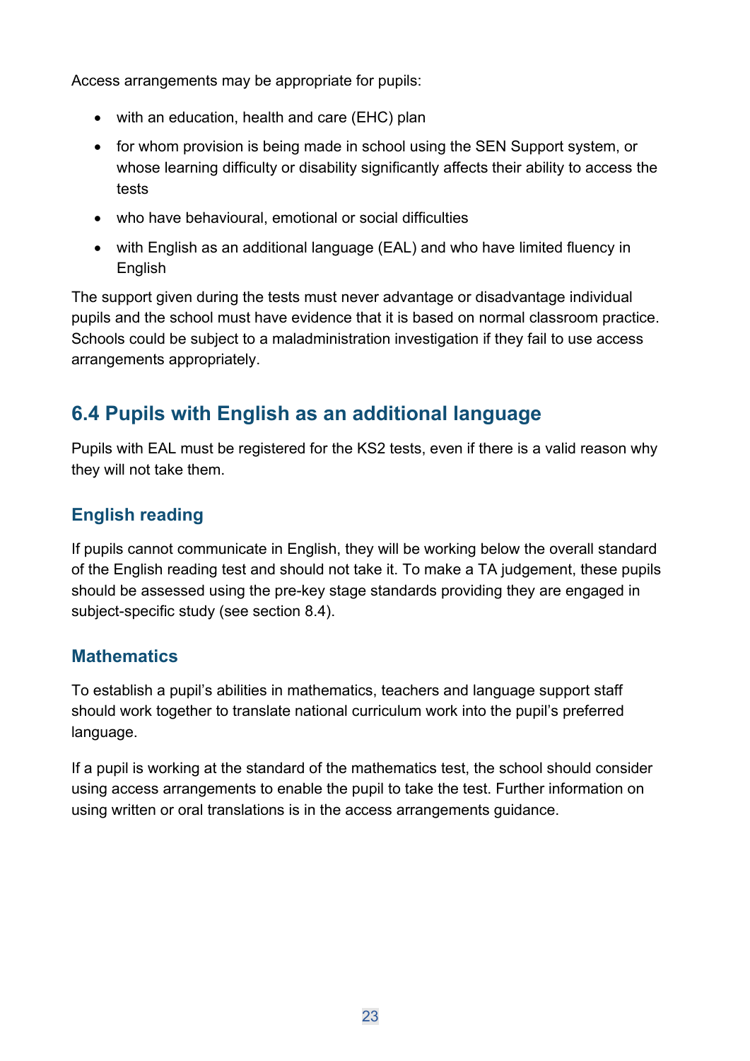Access arrangements may be appropriate for pupils:

- with an education, health and care (EHC) plan
- for whom provision is being made in school using the SEN Support system, or whose learning difficulty or disability significantly affects their ability to access the tests
- who have behavioural, emotional or social difficulties
- with English as an additional language (EAL) and who have limited fluency in English

The support given during the tests must never advantage or disadvantage individual pupils and the school must have evidence that it is based on normal classroom practice. Schools could be subject to a maladministration investigation if they fail to use access arrangements appropriately.

## 6.4 Pupils with English as an additional language

Pupils with EAL must be registered for the KS2 tests, even if there is a valid reason why they will not take them.

### English reading

If pupils cannot communicate in English, they will be working below the overall standard of the English reading test and should not take it. To make a TA judgement, these pupils should be assessed using the pre-key stage standards providing they are engaged in subject-specific study (see section 8.4).

### Mathematics

To establish a pupil's abilities in mathematics, teachers and language support staff should work together to translate national curriculum work into the pupil's preferred language.

If a pupil is working at the standard of the mathematics test, the school should consider using access arrangements to enable the pupil to take the test. Further information on using written or oral translations is in the access arrangements guidance.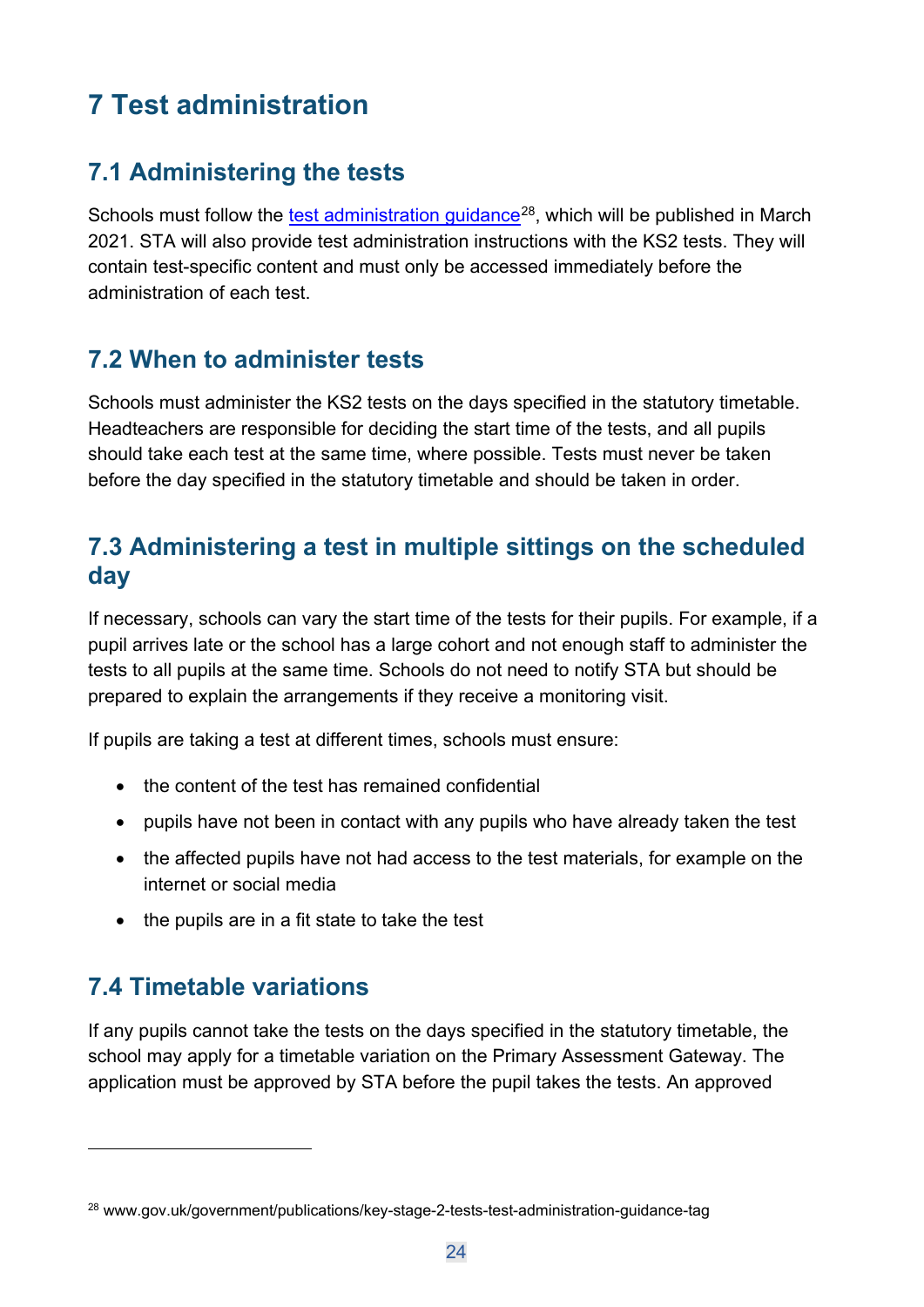# 7 Test administration

## 7.1 Administering the tests

Schools must follow the [test administration guidance][28], which will be published in March 2021. STA will also provide test administration instructions with the KS2 tests. They will contain test-specific content and must only be accessed immediately before the administration of each test.

## 7.2 When to administer tests

Schools must administer the KS2 tests on the days specified in the statutory timetable. Headteachers are responsible for deciding the start time of the tests, and all pupils should take each test at the same time, where possible. Tests must never be taken before the day specified in the statutory timetable and should be taken in order.

## 7.3 Administering a test in multiple sittings on the scheduled day

If necessary, schools can vary the start time of the tests for their pupils. For example, if a pupil arrives late or the school has a large cohort and not enough staff to administer the tests to all pupils at the same time. Schools do not need to notify STA but should be prepared to explain the arrangements if they receive a monitoring visit.

If pupils are taking a test at different times, schools must ensure:

- the content of the test has remained confidential
- pupils have not been in contact with any pupils who have already taken the test
- the affected pupils have not had access to the test materials, for example on the internet or social media
- the pupils are in a fit state to take the test

## 7.4 Timetable variations

If any pupils cannot take the tests on the days specified in the statutory timetable, the school may apply for a timetable variation on the Primary Assessment Gateway. The application must be approved by STA before the pupil takes the tests. An approved

---

[28] www.gov.uk/government/publications/key-stage-2-tests-test-administration-guidance-tag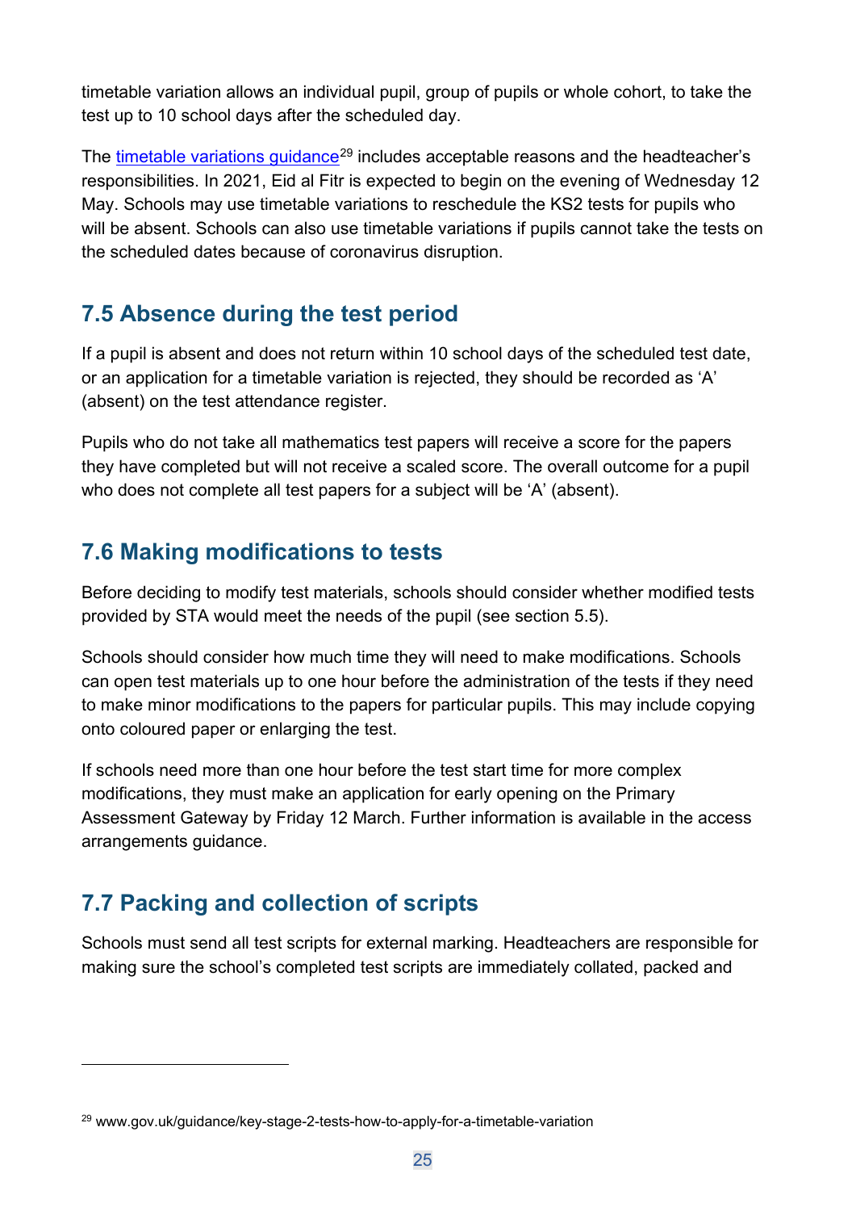timetable variation allows an individual pupil, group of pupils or whole cohort, to take the test up to 10 school days after the scheduled day.

The [timetable variations guidance](www.gov.uk/guidance/key-stage-2-tests-how-to-apply-for-a-timetable-variation)[29] includes acceptable reasons and the headteacher's responsibilities. In 2021, Eid al Fitr is expected to begin on the evening of Wednesday 12 May. Schools may use timetable variations to reschedule the KS2 tests for pupils who will be absent. Schools can also use timetable variations if pupils cannot take the tests on the scheduled dates because of coronavirus disruption.

## 7.5 Absence during the test period

If a pupil is absent and does not return within 10 school days of the scheduled test date, or an application for a timetable variation is rejected, they should be recorded as 'A' (absent) on the test attendance register.

Pupils who do not take all mathematics test papers will receive a score for the papers they have completed but will not receive a scaled score. The overall outcome for a pupil who does not complete all test papers for a subject will be 'A' (absent).

## 7.6 Making modifications to tests

Before deciding to modify test materials, schools should consider whether modified tests provided by STA would meet the needs of the pupil (see section 5.5).

Schools should consider how much time they will need to make modifications. Schools can open test materials up to one hour before the administration of the tests if they need to make minor modifications to the papers for particular pupils. This may include copying onto coloured paper or enlarging the test.

If schools need more than one hour before the test start time for more complex modifications, they must make an application for early opening on the Primary Assessment Gateway by Friday 12 March. Further information is available in the access arrangements guidance.

## 7.7 Packing and collection of scripts

Schools must send all test scripts for external marking. Headteachers are responsible for making sure the school's completed test scripts are immediately collated, packed and

---

[29] www.gov.uk/guidance/key-stage-2-tests-how-to-apply-for-a-timetable-variation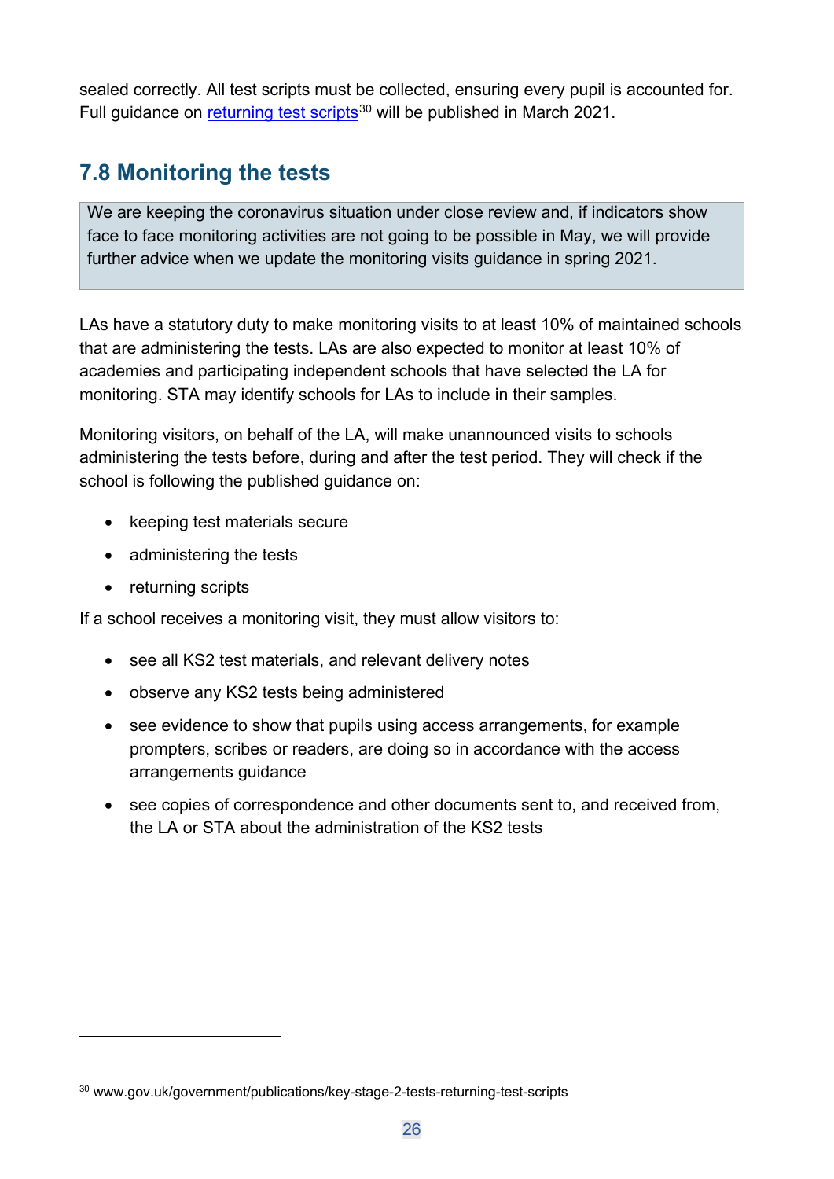sealed correctly. All test scripts must be collected, ensuring every pupil is accounted for. Full guidance on returning test scripts[30] will be published in March 2021.

## 7.8 Monitoring the tests

> We are keeping the coronavirus situation under close review and, if indicators show face to face monitoring activities are not going to be possible in May, we will provide further advice when we update the monitoring visits guidance in spring 2021.

LAs have a statutory duty to make monitoring visits to at least 10% of maintained schools that are administering the tests. LAs are also expected to monitor at least 10% of academies and participating independent schools that have selected the LA for monitoring. STA may identify schools for LAs to include in their samples.

Monitoring visitors, on behalf of the LA, will make unannounced visits to schools administering the tests before, during and after the test period. They will check if the school is following the published guidance on:

- keeping test materials secure
- administering the tests
- returning scripts

If a school receives a monitoring visit, they must allow visitors to:

- see all KS2 test materials, and relevant delivery notes
- observe any KS2 tests being administered
- see evidence to show that pupils using access arrangements, for example prompters, scribes or readers, are doing so in accordance with the access arrangements guidance
- see copies of correspondence and other documents sent to, and received from, the LA or STA about the administration of the KS2 tests

[30] www.gov.uk/government/publications/key-stage-2-tests-returning-test-scripts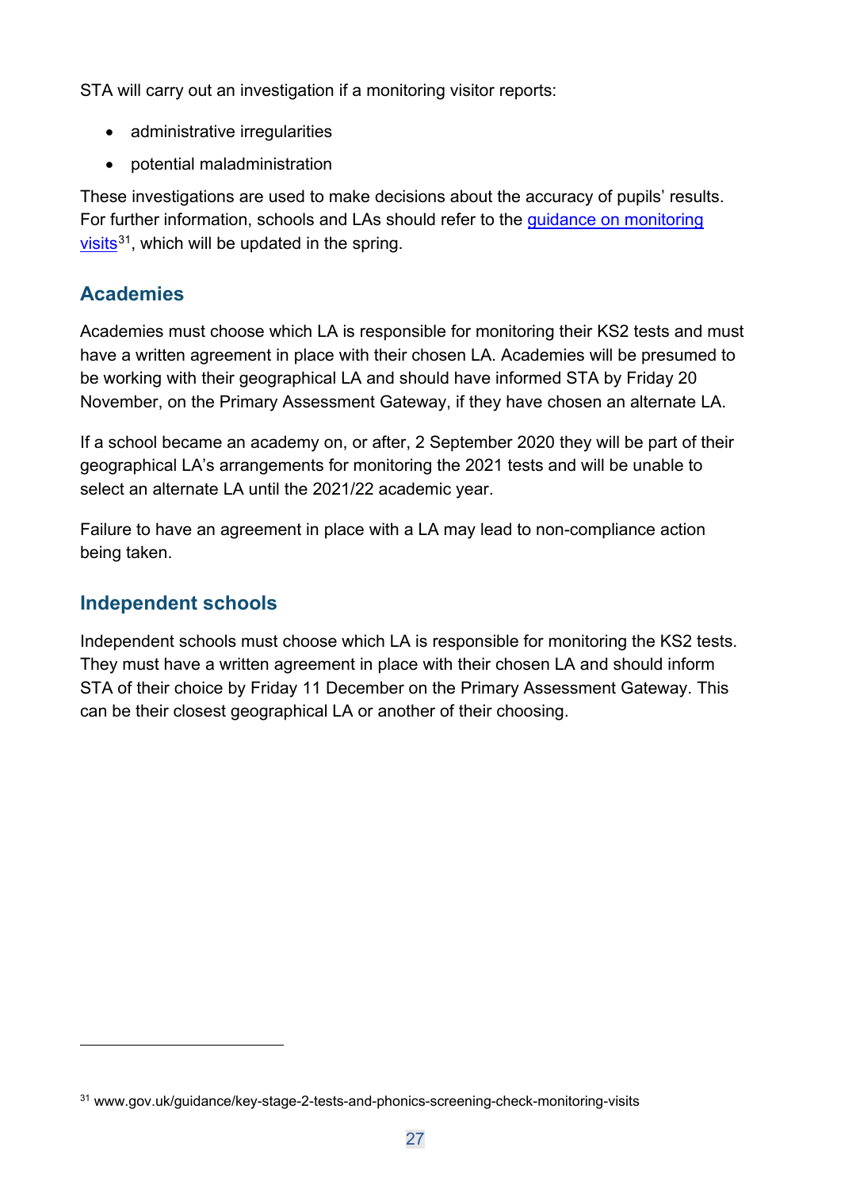STA will carry out an investigation if a monitoring visitor reports:

- administrative irregularities
- potential maladministration

These investigations are used to make decisions about the accuracy of pupils' results. For further information, schools and LAs should refer to the guidance on monitoring visits[31], which will be updated in the spring.

## Academies

Academies must choose which LA is responsible for monitoring their KS2 tests and must have a written agreement in place with their chosen LA. Academies will be presumed to be working with their geographical LA and should have informed STA by Friday 20 November, on the Primary Assessment Gateway, if they have chosen an alternate LA.

If a school became an academy on, or after, 2 September 2020 they will be part of their geographical LA's arrangements for monitoring the 2021 tests and will be unable to select an alternate LA until the 2021/22 academic year.

Failure to have an agreement in place with a LA may lead to non-compliance action being taken.

## Independent schools

Independent schools must choose which LA is responsible for monitoring the KS2 tests. They must have a written agreement in place with their chosen LA and should inform STA of their choice by Friday 11 December on the Primary Assessment Gateway. This can be their closest geographical LA or another of their choosing.

---

[31] www.gov.uk/guidance/key-stage-2-tests-and-phonics-screening-check-monitoring-visits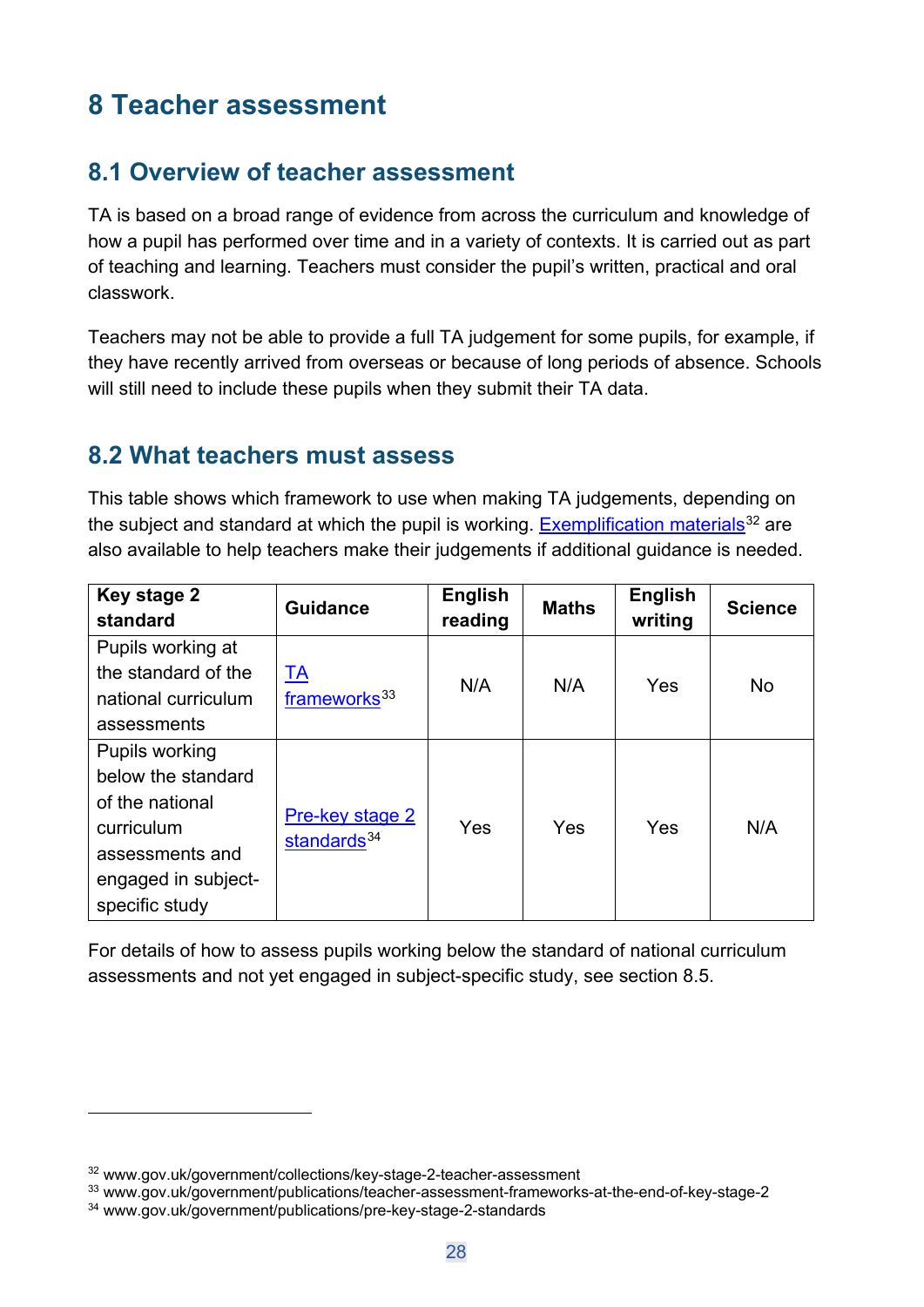# 8 Teacher assessment

## 8.1 Overview of teacher assessment

TA is based on a broad range of evidence from across the curriculum and knowledge of how a pupil has performed over time and in a variety of contexts. It is carried out as part of teaching and learning. Teachers must consider the pupil's written, practical and oral classwork.

Teachers may not be able to provide a full TA judgement for some pupils, for example, if they have recently arrived from overseas or because of long periods of absence. Schools will still need to include these pupils when they submit their TA data.

## 8.2 What teachers must assess

This table shows which framework to use when making TA judgements, depending on the subject and standard at which the pupil is working. Exemplification materials[32] are also available to help teachers make their judgements if additional guidance is needed.

| Key stage 2 standard | Guidance | English reading | Maths | English writing | Science |
|---|---|---|---|---|---|
| Pupils working at the standard of the national curriculum assessments | TA frameworks[33] | N/A | N/A | Yes | No |
| Pupils working below the standard of the national curriculum assessments and engaged in subject-specific study | Pre-key stage 2 standards[34] | Yes | Yes | Yes | N/A |

For details of how to assess pupils working below the standard of national curriculum assessments and not yet engaged in subject-specific study, see section 8.5.

---

[32] www.gov.uk/government/collections/key-stage-2-teacher-assessment
[33] www.gov.uk/government/publications/teacher-assessment-frameworks-at-the-end-of-key-stage-2
[34] www.gov.uk/government/publications/pre-key-stage-2-standards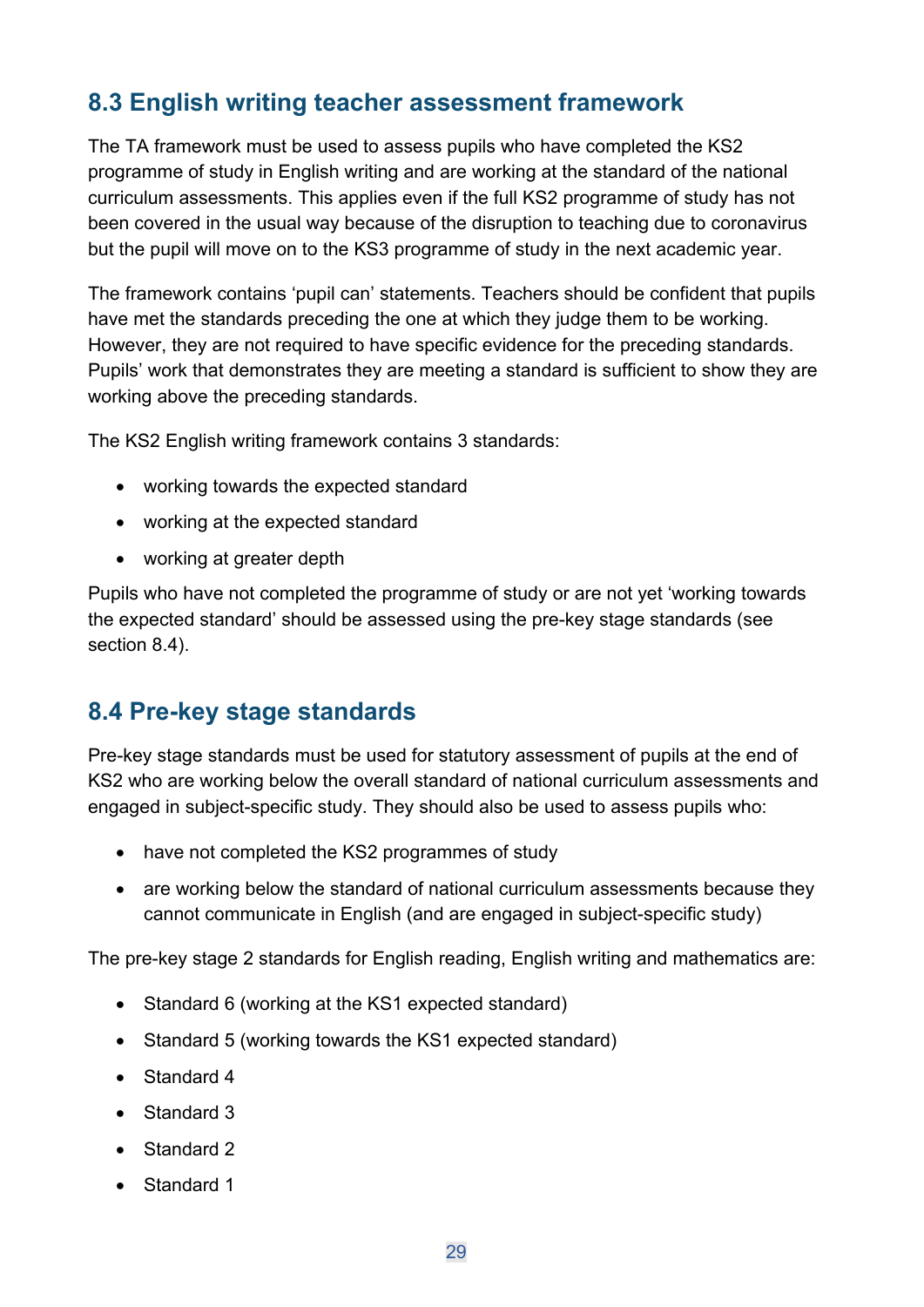## 8.3 English writing teacher assessment framework

The TA framework must be used to assess pupils who have completed the KS2 programme of study in English writing and are working at the standard of the national curriculum assessments. This applies even if the full KS2 programme of study has not been covered in the usual way because of the disruption to teaching due to coronavirus but the pupil will move on to the KS3 programme of study in the next academic year.

The framework contains 'pupil can' statements. Teachers should be confident that pupils have met the standards preceding the one at which they judge them to be working. However, they are not required to have specific evidence for the preceding standards. Pupils' work that demonstrates they are meeting a standard is sufficient to show they are working above the preceding standards.

The KS2 English writing framework contains 3 standards:

- working towards the expected standard
- working at the expected standard
- working at greater depth

Pupils who have not completed the programme of study or are not yet 'working towards the expected standard' should be assessed using the pre-key stage standards (see section 8.4).

## 8.4 Pre-key stage standards

Pre-key stage standards must be used for statutory assessment of pupils at the end of KS2 who are working below the overall standard of national curriculum assessments and engaged in subject-specific study. They should also be used to assess pupils who:

- have not completed the KS2 programmes of study
- are working below the standard of national curriculum assessments because they cannot communicate in English (and are engaged in subject-specific study)

The pre-key stage 2 standards for English reading, English writing and mathematics are:

- Standard 6 (working at the KS1 expected standard)
- Standard 5 (working towards the KS1 expected standard)
- Standard 4
- Standard 3
- Standard 2
- Standard 1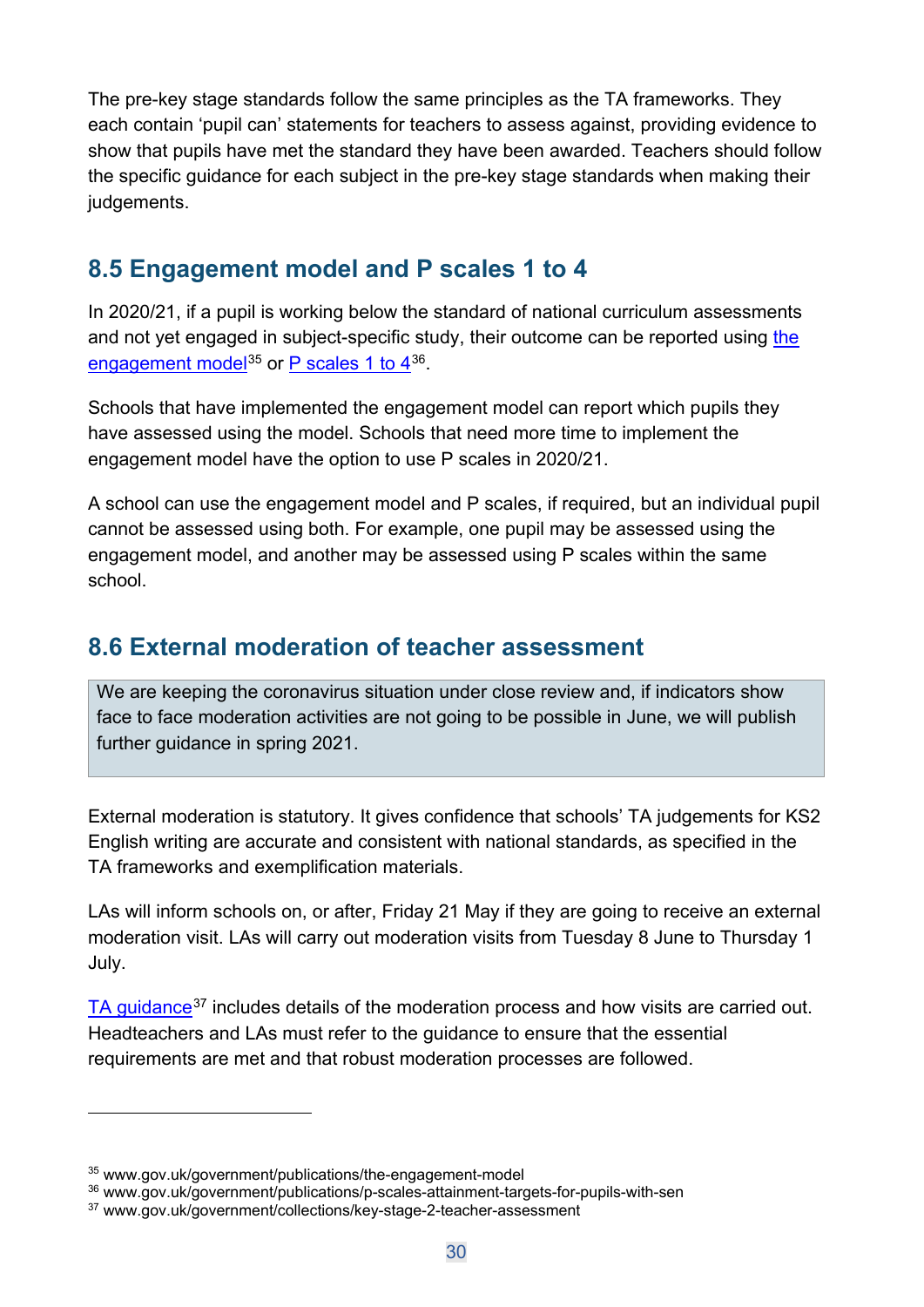The pre-key stage standards follow the same principles as the TA frameworks. They each contain 'pupil can' statements for teachers to assess against, providing evidence to show that pupils have met the standard they have been awarded. Teachers should follow the specific guidance for each subject in the pre-key stage standards when making their judgements.

## 8.5 Engagement model and P scales 1 to 4

In 2020/21, if a pupil is working below the standard of national curriculum assessments and not yet engaged in subject-specific study, their outcome can be reported using the engagement model[35] or P scales 1 to 4[36].

Schools that have implemented the engagement model can report which pupils they have assessed using the model. Schools that need more time to implement the engagement model have the option to use P scales in 2020/21.

A school can use the engagement model and P scales, if required, but an individual pupil cannot be assessed using both. For example, one pupil may be assessed using the engagement model, and another may be assessed using P scales within the same school.

## 8.6 External moderation of teacher assessment

> We are keeping the coronavirus situation under close review and, if indicators show face to face moderation activities are not going to be possible in June, we will publish further guidance in spring 2021.

External moderation is statutory. It gives confidence that schools' TA judgements for KS2 English writing are accurate and consistent with national standards, as specified in the TA frameworks and exemplification materials.

LAs will inform schools on, or after, Friday 21 May if they are going to receive an external moderation visit. LAs will carry out moderation visits from Tuesday 8 June to Thursday 1 July.

TA guidance[37] includes details of the moderation process and how visits are carried out. Headteachers and LAs must refer to the guidance to ensure that the essential requirements are met and that robust moderation processes are followed.

---

[35] www.gov.uk/government/publications/the-engagement-model
[36] www.gov.uk/government/publications/p-scales-attainment-targets-for-pupils-with-sen
[37] www.gov.uk/government/collections/key-stage-2-teacher-assessment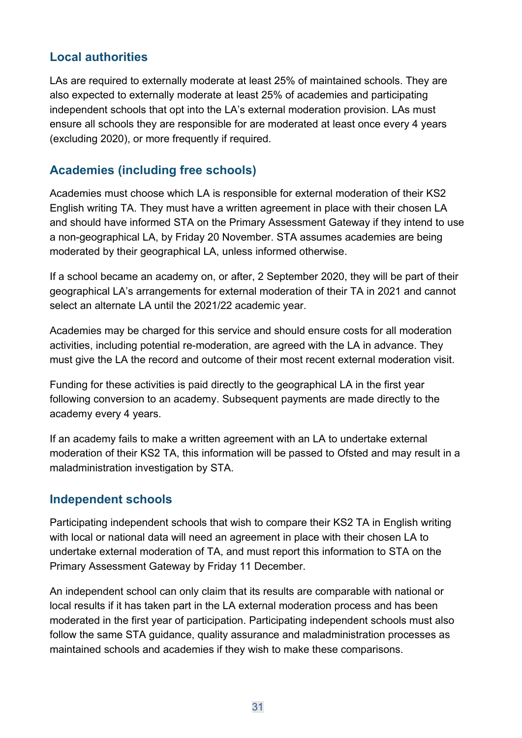### Local authorities

LAs are required to externally moderate at least 25% of maintained schools. They are also expected to externally moderate at least 25% of academies and participating independent schools that opt into the LA's external moderation provision. LAs must ensure all schools they are responsible for are moderated at least once every 4 years (excluding 2020), or more frequently if required.

### Academies (including free schools)

Academies must choose which LA is responsible for external moderation of their KS2 English writing TA. They must have a written agreement in place with their chosen LA and should have informed STA on the Primary Assessment Gateway if they intend to use a non-geographical LA, by Friday 20 November. STA assumes academies are being moderated by their geographical LA, unless informed otherwise.

If a school became an academy on, or after, 2 September 2020, they will be part of their geographical LA's arrangements for external moderation of their TA in 2021 and cannot select an alternate LA until the 2021/22 academic year.

Academies may be charged for this service and should ensure costs for all moderation activities, including potential re-moderation, are agreed with the LA in advance. They must give the LA the record and outcome of their most recent external moderation visit.

Funding for these activities is paid directly to the geographical LA in the first year following conversion to an academy. Subsequent payments are made directly to the academy every 4 years.

If an academy fails to make a written agreement with an LA to undertake external moderation of their KS2 TA, this information will be passed to Ofsted and may result in a maladministration investigation by STA.

### Independent schools

Participating independent schools that wish to compare their KS2 TA in English writing with local or national data will need an agreement in place with their chosen LA to undertake external moderation of TA, and must report this information to STA on the Primary Assessment Gateway by Friday 11 December.

An independent school can only claim that its results are comparable with national or local results if it has taken part in the LA external moderation process and has been moderated in the first year of participation. Participating independent schools must also follow the same STA guidance, quality assurance and maladministration processes as maintained schools and academies if they wish to make these comparisons.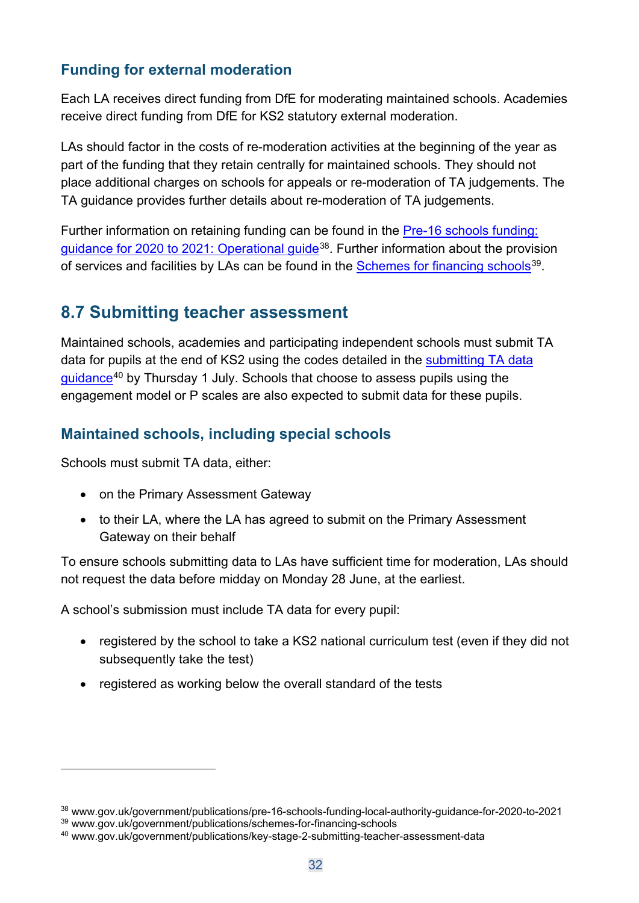### Funding for external moderation

Each LA receives direct funding from DfE for moderating maintained schools. Academies receive direct funding from DfE for KS2 statutory external moderation.

LAs should factor in the costs of re-moderation activities at the beginning of the year as part of the funding that they retain centrally for maintained schools. They should not place additional charges on schools for appeals or re-moderation of TA judgements. The TA guidance provides further details about re-moderation of TA judgements.

Further information on retaining funding can be found in the Pre-16 schools funding: guidance for 2020 to 2021: Operational guide[38]. Further information about the provision of services and facilities by LAs can be found in the Schemes for financing schools[39].

## 8.7 Submitting teacher assessment

Maintained schools, academies and participating independent schools must submit TA data for pupils at the end of KS2 using the codes detailed in the submitting TA data guidance[40] by Thursday 1 July. Schools that choose to assess pupils using the engagement model or P scales are also expected to submit data for these pupils.

### Maintained schools, including special schools

Schools must submit TA data, either:

- on the Primary Assessment Gateway
- to their LA, where the LA has agreed to submit on the Primary Assessment Gateway on their behalf

To ensure schools submitting data to LAs have sufficient time for moderation, LAs should not request the data before midday on Monday 28 June, at the earliest.

A school's submission must include TA data for every pupil:

- registered by the school to take a KS2 national curriculum test (even if they did not subsequently take the test)
- registered as working below the overall standard of the tests

---

[38] www.gov.uk/government/publications/pre-16-schools-funding-local-authority-guidance-for-2020-to-2021

[39] www.gov.uk/government/publications/schemes-for-financing-schools

[40] www.gov.uk/government/publications/key-stage-2-submitting-teacher-assessment-data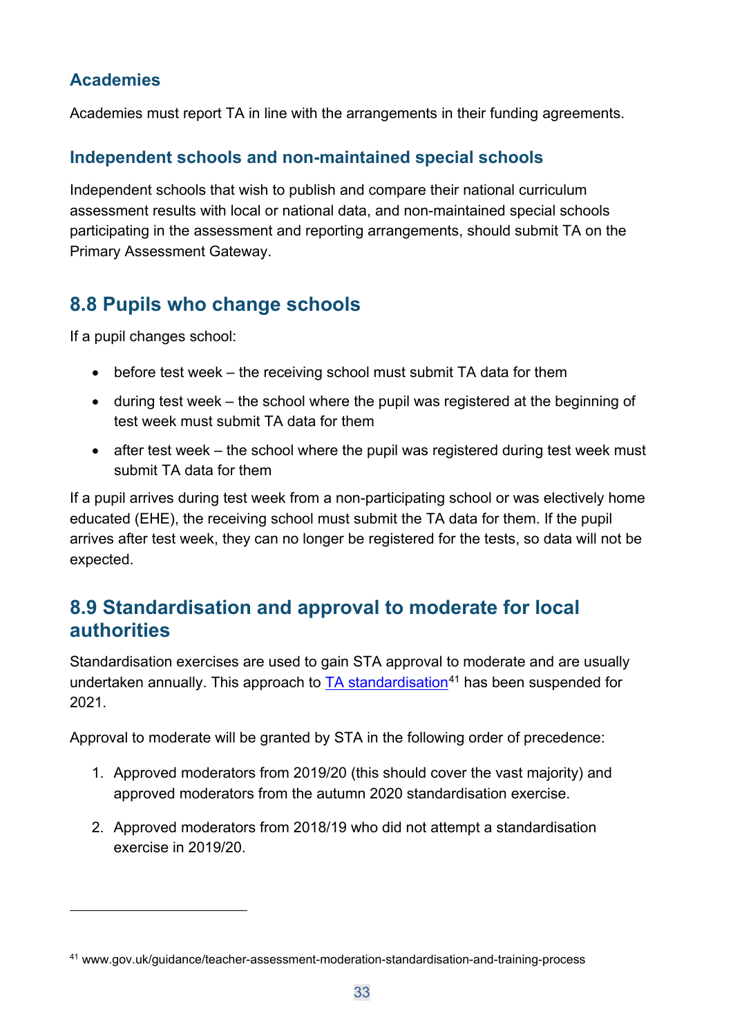### Academies

Academies must report TA in line with the arrangements in their funding agreements.

### Independent schools and non-maintained special schools

Independent schools that wish to publish and compare their national curriculum assessment results with local or national data, and non-maintained special schools participating in the assessment and reporting arrangements, should submit TA on the Primary Assessment Gateway.

## 8.8 Pupils who change schools

If a pupil changes school:

- before test week – the receiving school must submit TA data for them
- during test week – the school where the pupil was registered at the beginning of test week must submit TA data for them
- after test week – the school where the pupil was registered during test week must submit TA data for them

If a pupil arrives during test week from a non-participating school or was electively home educated (EHE), the receiving school must submit the TA data for them. If the pupil arrives after test week, they can no longer be registered for the tests, so data will not be expected.

## 8.9 Standardisation and approval to moderate for local authorities

Standardisation exercises are used to gain STA approval to moderate and are usually undertaken annually. This approach to TA standardisation[41] has been suspended for 2021.

Approval to moderate will be granted by STA in the following order of precedence:

1. Approved moderators from 2019/20 (this should cover the vast majority) and approved moderators from the autumn 2020 standardisation exercise.
2. Approved moderators from 2018/19 who did not attempt a standardisation exercise in 2019/20.

---

[41] www.gov.uk/guidance/teacher-assessment-moderation-standardisation-and-training-process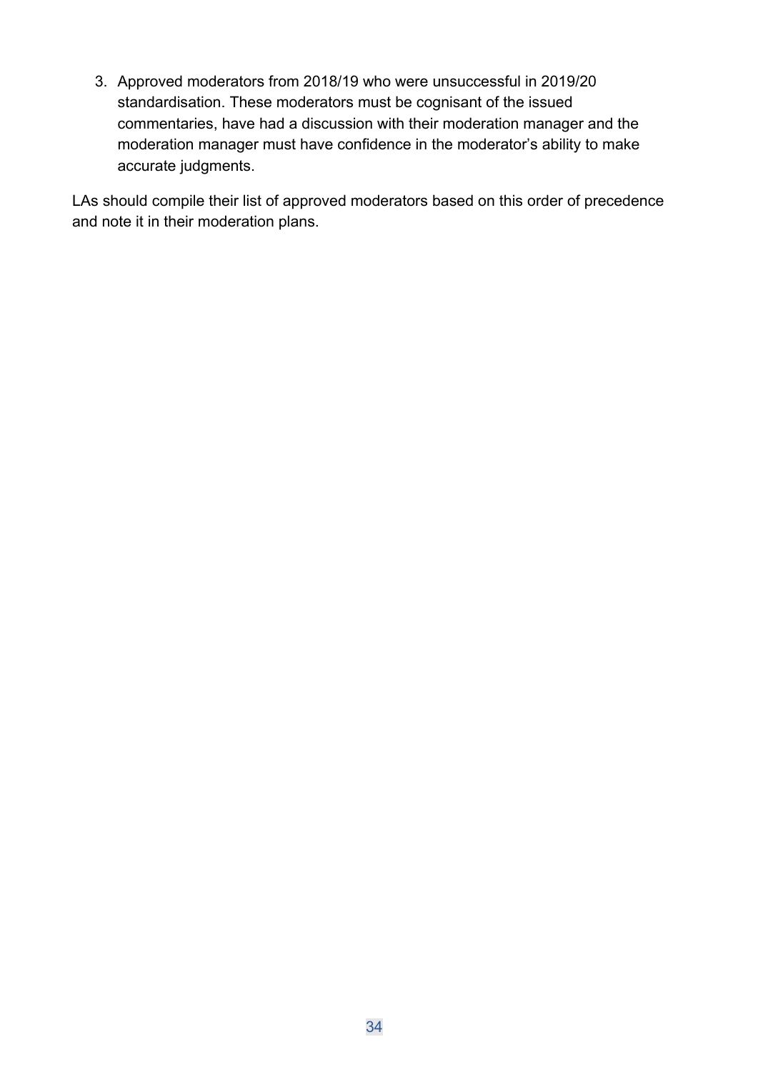3. Approved moderators from 2018/19 who were unsuccessful in 2019/20 standardisation. These moderators must be cognisant of the issued commentaries, have had a discussion with their moderation manager and the moderation manager must have confidence in the moderator's ability to make accurate judgments.

LAs should compile their list of approved moderators based on this order of precedence and note it in their moderation plans.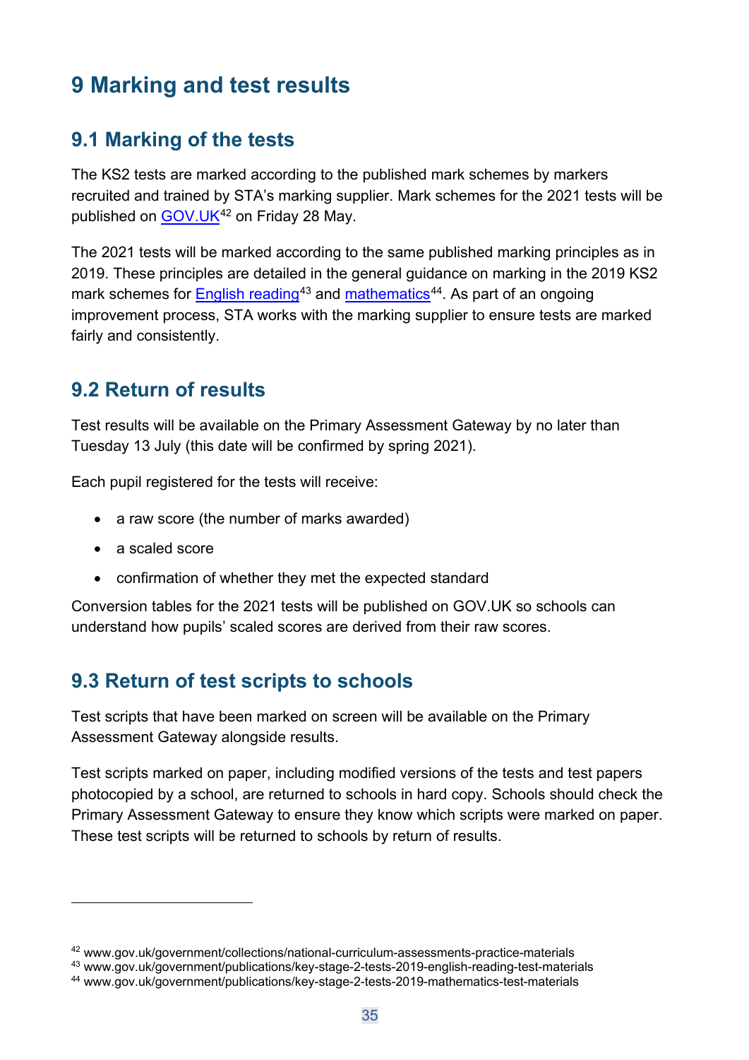# 9 Marking and test results

## 9.1 Marking of the tests

The KS2 tests are marked according to the published mark schemes by markers recruited and trained by STA's marking supplier. Mark schemes for the 2021 tests will be published on GOV.UK[42] on Friday 28 May.

The 2021 tests will be marked according to the same published marking principles as in 2019. These principles are detailed in the general guidance on marking in the 2019 KS2 mark schemes for English reading[43] and mathematics[44]. As part of an ongoing improvement process, STA works with the marking supplier to ensure tests are marked fairly and consistently.

## 9.2 Return of results

Test results will be available on the Primary Assessment Gateway by no later than Tuesday 13 July (this date will be confirmed by spring 2021).

Each pupil registered for the tests will receive:

- a raw score (the number of marks awarded)
- a scaled score
- confirmation of whether they met the expected standard

Conversion tables for the 2021 tests will be published on GOV.UK so schools can understand how pupils' scaled scores are derived from their raw scores.

## 9.3 Return of test scripts to schools

Test scripts that have been marked on screen will be available on the Primary Assessment Gateway alongside results.

Test scripts marked on paper, including modified versions of the tests and test papers photocopied by a school, are returned to schools in hard copy. Schools should check the Primary Assessment Gateway to ensure they know which scripts were marked on paper. These test scripts will be returned to schools by return of results.

---

[42] www.gov.uk/government/collections/national-curriculum-assessments-practice-materials
[43] www.gov.uk/government/publications/key-stage-2-tests-2019-english-reading-test-materials
[44] www.gov.uk/government/publications/key-stage-2-tests-2019-mathematics-test-materials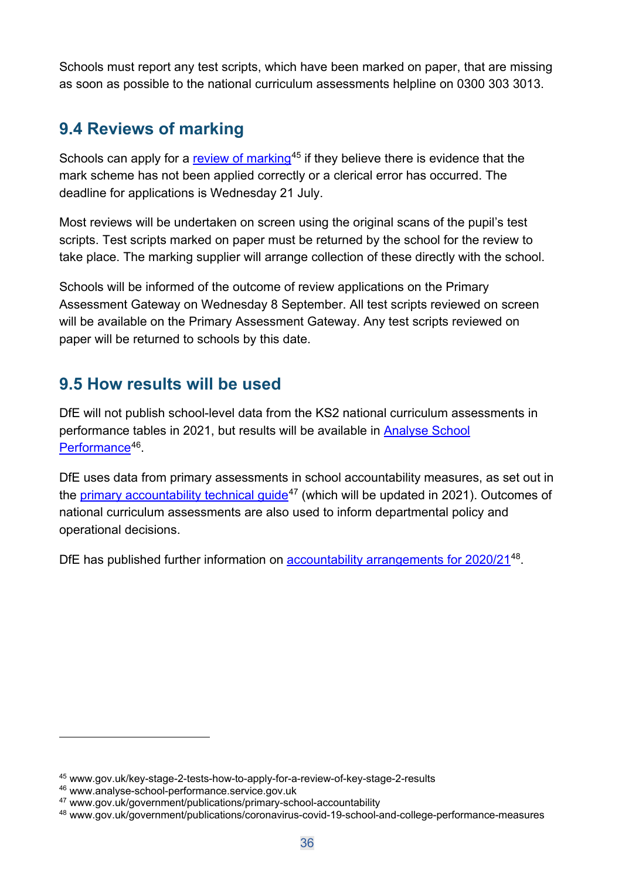Schools must report any test scripts, which have been marked on paper, that are missing as soon as possible to the national curriculum assessments helpline on 0300 303 3013.

## 9.4 Reviews of marking

Schools can apply for a review of marking[45] if they believe there is evidence that the mark scheme has not been applied correctly or a clerical error has occurred. The deadline for applications is Wednesday 21 July.

Most reviews will be undertaken on screen using the original scans of the pupil's test scripts. Test scripts marked on paper must be returned by the school for the review to take place. The marking supplier will arrange collection of these directly with the school.

Schools will be informed of the outcome of review applications on the Primary Assessment Gateway on Wednesday 8 September. All test scripts reviewed on screen will be available on the Primary Assessment Gateway. Any test scripts reviewed on paper will be returned to schools by this date.

## 9.5 How results will be used

DfE will not publish school-level data from the KS2 national curriculum assessments in performance tables in 2021, but results will be available in Analyse School Performance[46].

DfE uses data from primary assessments in school accountability measures, as set out in the primary accountability technical guide[47] (which will be updated in 2021). Outcomes of national curriculum assessments are also used to inform departmental policy and operational decisions.

DfE has published further information on accountability arrangements for 2020/21[48].

---

[45] www.gov.uk/key-stage-2-tests-how-to-apply-for-a-review-of-key-stage-2-results

[46] www.analyse-school-performance.service.gov.uk

[47] www.gov.uk/government/publications/primary-school-accountability

[48] www.gov.uk/government/publications/coronavirus-covid-19-school-and-college-performance-measures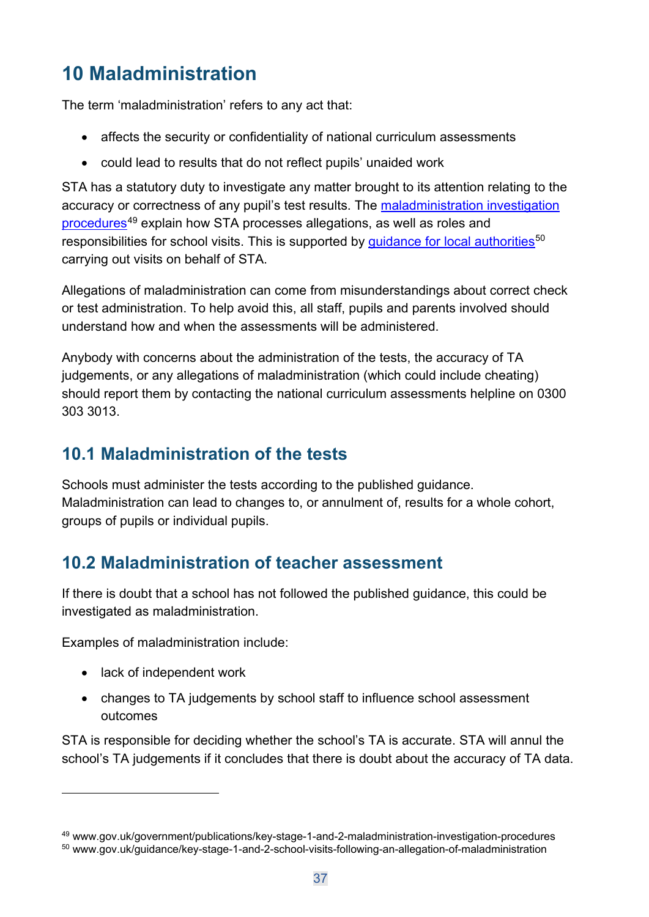## 10 Maladministration

The term 'maladministration' refers to any act that:

- affects the security or confidentiality of national curriculum assessments
- could lead to results that do not reflect pupils' unaided work

STA has a statutory duty to investigate any matter brought to its attention relating to the accuracy or correctness of any pupil's test results. The maladministration investigation procedures[49] explain how STA processes allegations, as well as roles and responsibilities for school visits. This is supported by guidance for local authorities[50] carrying out visits on behalf of STA.

Allegations of maladministration can come from misunderstandings about correct check or test administration. To help avoid this, all staff, pupils and parents involved should understand how and when the assessments will be administered.

Anybody with concerns about the administration of the tests, the accuracy of TA judgements, or any allegations of maladministration (which could include cheating) should report them by contacting the national curriculum assessments helpline on 0300 303 3013.

### 10.1 Maladministration of the tests

Schools must administer the tests according to the published guidance. Maladministration can lead to changes to, or annulment of, results for a whole cohort, groups of pupils or individual pupils.

### 10.2 Maladministration of teacher assessment

If there is doubt that a school has not followed the published guidance, this could be investigated as maladministration.

Examples of maladministration include:

- lack of independent work
- changes to TA judgements by school staff to influence school assessment outcomes

STA is responsible for deciding whether the school's TA is accurate. STA will annul the school's TA judgements if it concludes that there is doubt about the accuracy of TA data.

---

[49] www.gov.uk/government/publications/key-stage-1-and-2-maladministration-investigation-procedures
[50] www.gov.uk/guidance/key-stage-1-and-2-school-visits-following-an-allegation-of-maladministration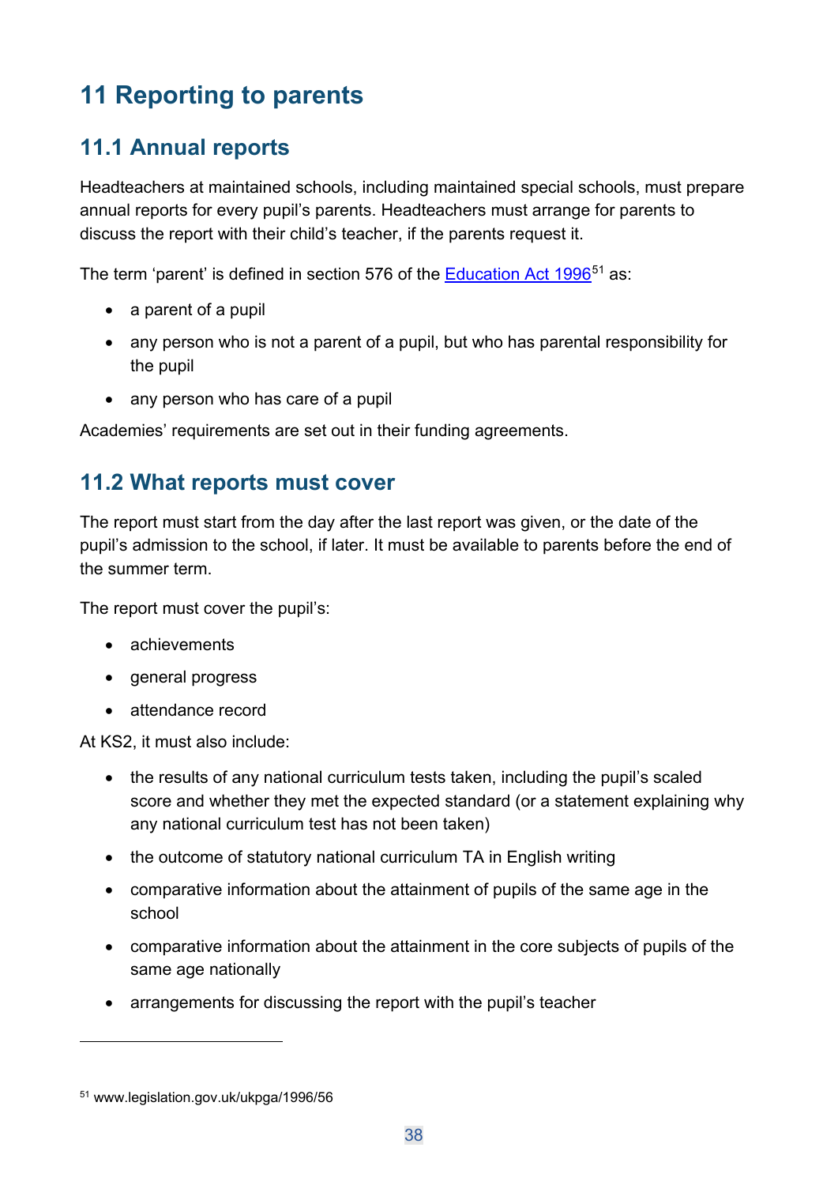# 11 Reporting to parents

## 11.1 Annual reports

Headteachers at maintained schools, including maintained special schools, must prepare annual reports for every pupil's parents. Headteachers must arrange for parents to discuss the report with their child's teacher, if the parents request it.

The term 'parent' is defined in section 576 of the Education Act 1996[51] as:

- a parent of a pupil
- any person who is not a parent of a pupil, but who has parental responsibility for the pupil
- any person who has care of a pupil

Academies' requirements are set out in their funding agreements.

## 11.2 What reports must cover

The report must start from the day after the last report was given, or the date of the pupil's admission to the school, if later. It must be available to parents before the end of the summer term.

The report must cover the pupil's:

- achievements
- general progress
- attendance record

At KS2, it must also include:

- the results of any national curriculum tests taken, including the pupil's scaled score and whether they met the expected standard (or a statement explaining why any national curriculum test has not been taken)
- the outcome of statutory national curriculum TA in English writing
- comparative information about the attainment of pupils of the same age in the school
- comparative information about the attainment in the core subjects of pupils of the same age nationally
- arrangements for discussing the report with the pupil's teacher

---

[51] www.legislation.gov.uk/ukpga/1996/56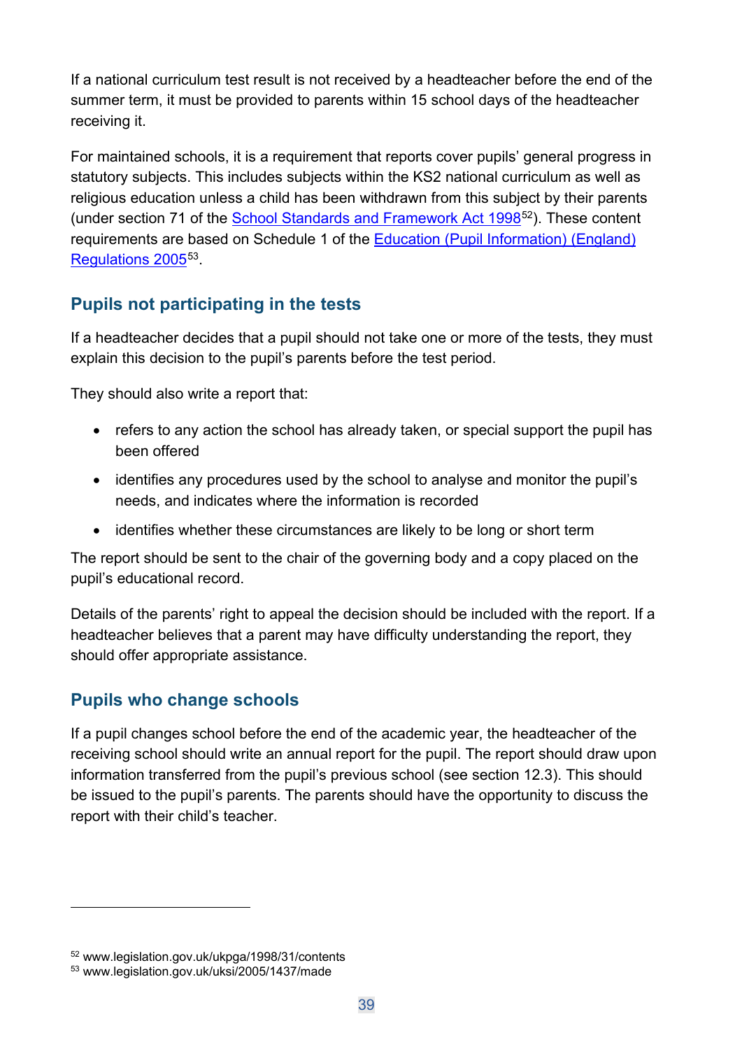If a national curriculum test result is not received by a headteacher before the end of the summer term, it must be provided to parents within 15 school days of the headteacher receiving it.

For maintained schools, it is a requirement that reports cover pupils' general progress in statutory subjects. This includes subjects within the KS2 national curriculum as well as religious education unless a child has been withdrawn from this subject by their parents (under section 71 of the School Standards and Framework Act 1998[52]). These content requirements are based on Schedule 1 of the Education (Pupil Information) (England) Regulations 2005[53].

## Pupils not participating in the tests

If a headteacher decides that a pupil should not take one or more of the tests, they must explain this decision to the pupil's parents before the test period.

They should also write a report that:

- refers to any action the school has already taken, or special support the pupil has been offered
- identifies any procedures used by the school to analyse and monitor the pupil's needs, and indicates where the information is recorded
- identifies whether these circumstances are likely to be long or short term

The report should be sent to the chair of the governing body and a copy placed on the pupil's educational record.

Details of the parents' right to appeal the decision should be included with the report. If a headteacher believes that a parent may have difficulty understanding the report, they should offer appropriate assistance.

## Pupils who change schools

If a pupil changes school before the end of the academic year, the headteacher of the receiving school should write an annual report for the pupil. The report should draw upon information transferred from the pupil's previous school (see section 12.3). This should be issued to the pupil's parents. The parents should have the opportunity to discuss the report with their child's teacher.

---

[52] www.legislation.gov.uk/ukpga/1998/31/contents
[53] www.legislation.gov.uk/uksi/2005/1437/made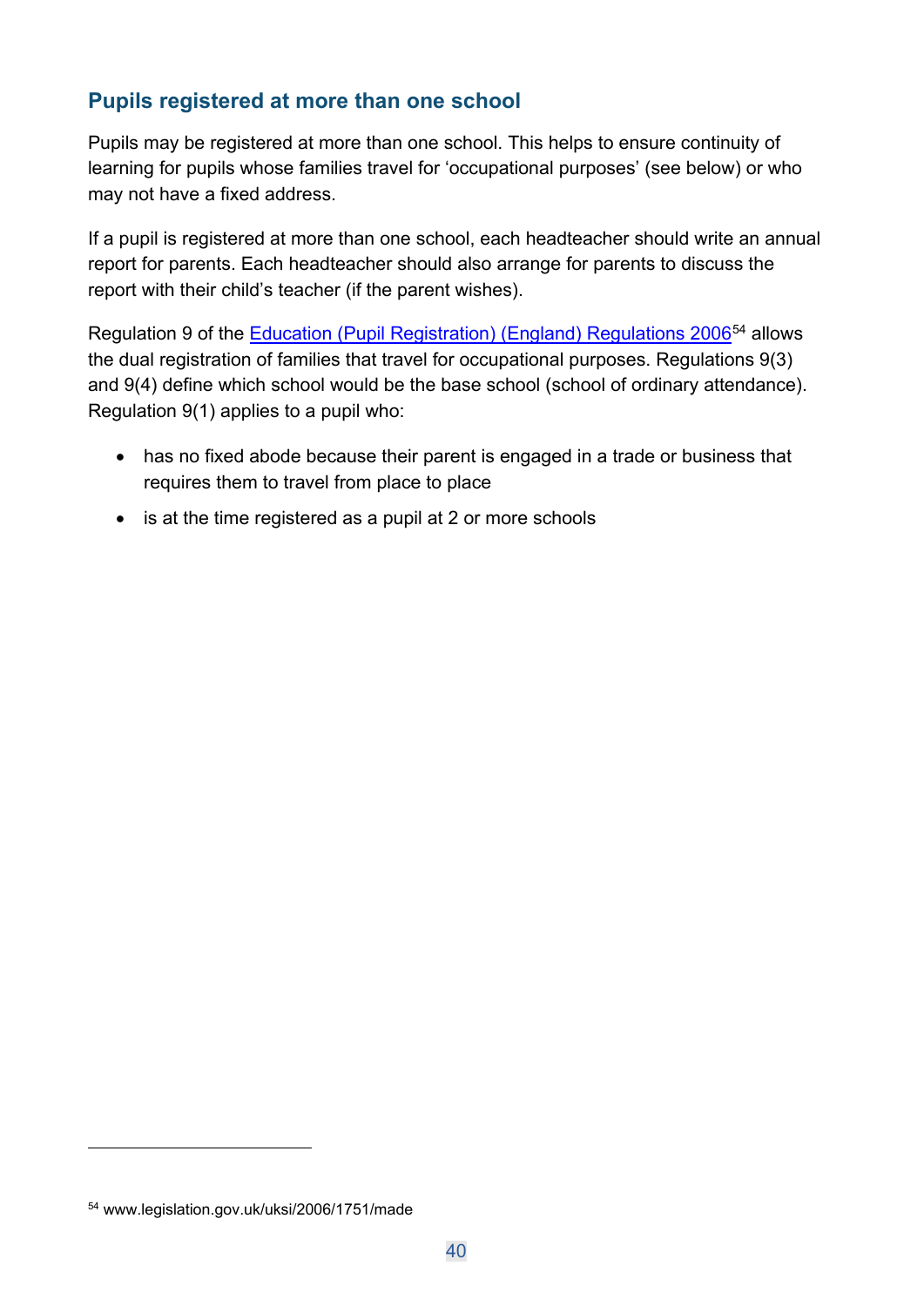## Pupils registered at more than one school

Pupils may be registered at more than one school. This helps to ensure continuity of learning for pupils whose families travel for 'occupational purposes' (see below) or who may not have a fixed address.

If a pupil is registered at more than one school, each headteacher should write an annual report for parents. Each headteacher should also arrange for parents to discuss the report with their child's teacher (if the parent wishes).

Regulation 9 of the [Education (Pupil Registration) (England) Regulations 2006](www.legislation.gov.uk/uksi/2006/1751/made)[54] allows the dual registration of families that travel for occupational purposes. Regulations 9(3) and 9(4) define which school would be the base school (school of ordinary attendance). Regulation 9(1) applies to a pupil who:

- has no fixed abode because their parent is engaged in a trade or business that requires them to travel from place to place
- is at the time registered as a pupil at 2 or more schools

[54] www.legislation.gov.uk/uksi/2006/1751/made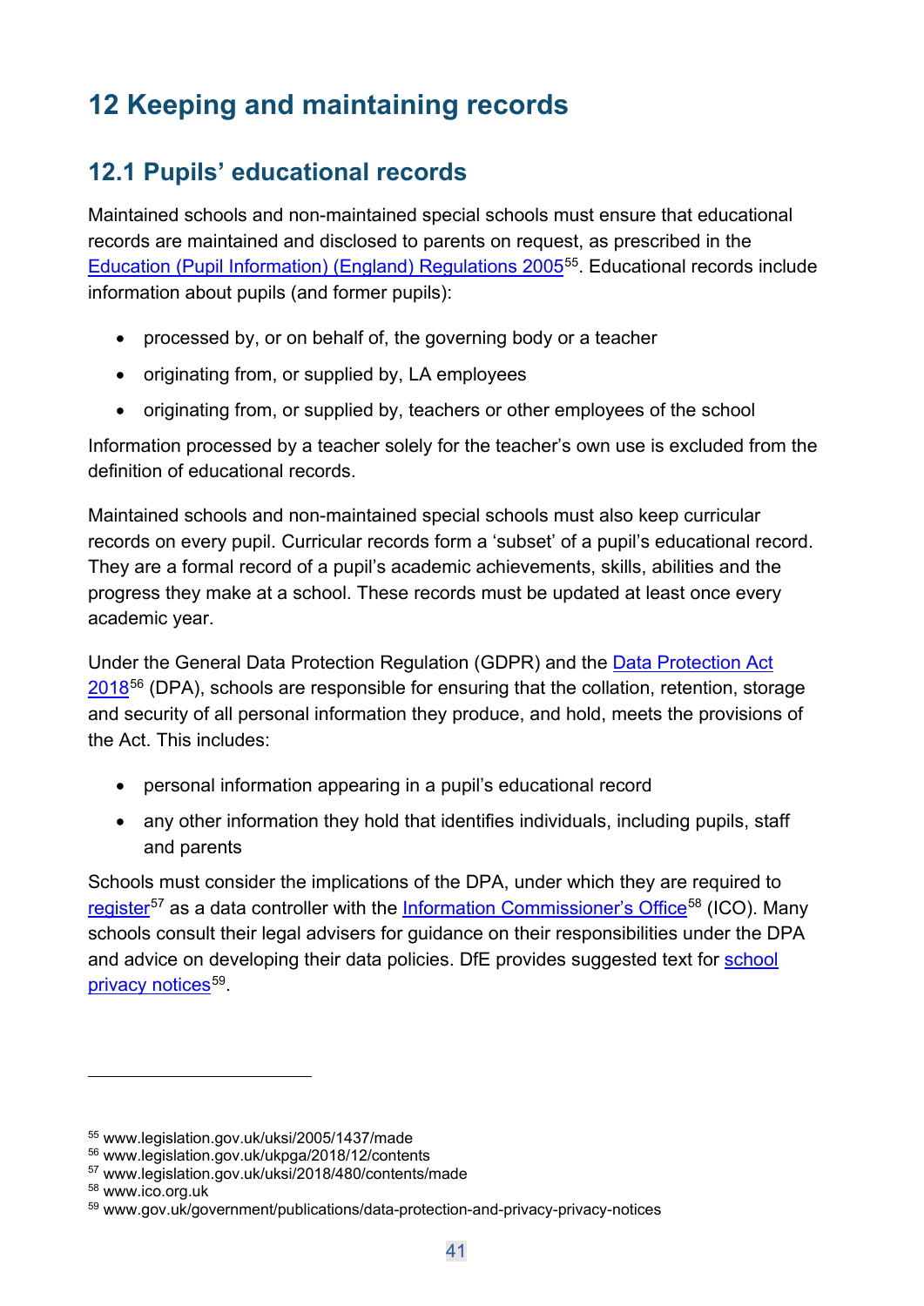# 12 Keeping and maintaining records

## 12.1 Pupils' educational records

Maintained schools and non-maintained special schools must ensure that educational records are maintained and disclosed to parents on request, as prescribed in the Education (Pupil Information) (England) Regulations 2005[55]. Educational records include information about pupils (and former pupils):

- processed by, or on behalf of, the governing body or a teacher
- originating from, or supplied by, LA employees
- originating from, or supplied by, teachers or other employees of the school

Information processed by a teacher solely for the teacher's own use is excluded from the definition of educational records.

Maintained schools and non-maintained special schools must also keep curricular records on every pupil. Curricular records form a 'subset' of a pupil's educational record. They are a formal record of a pupil's academic achievements, skills, abilities and the progress they make at a school. These records must be updated at least once every academic year.

Under the General Data Protection Regulation (GDPR) and the Data Protection Act 2018[56] (DPA), schools are responsible for ensuring that the collation, retention, storage and security of all personal information they produce, and hold, meets the provisions of the Act. This includes:

- personal information appearing in a pupil's educational record
- any other information they hold that identifies individuals, including pupils, staff and parents

Schools must consider the implications of the DPA, under which they are required to register[57] as a data controller with the Information Commissioner's Office[58] (ICO). Many schools consult their legal advisers for guidance on their responsibilities under the DPA and advice on developing their data policies. DfE provides suggested text for school privacy notices[59].

---

[55] www.legislation.gov.uk/uksi/2005/1437/made
[56] www.legislation.gov.uk/ukpga/2018/12/contents
[57] www.legislation.gov.uk/uksi/2018/480/contents/made
[58] www.ico.org.uk
[59] www.gov.uk/government/publications/data-protection-and-privacy-privacy-notices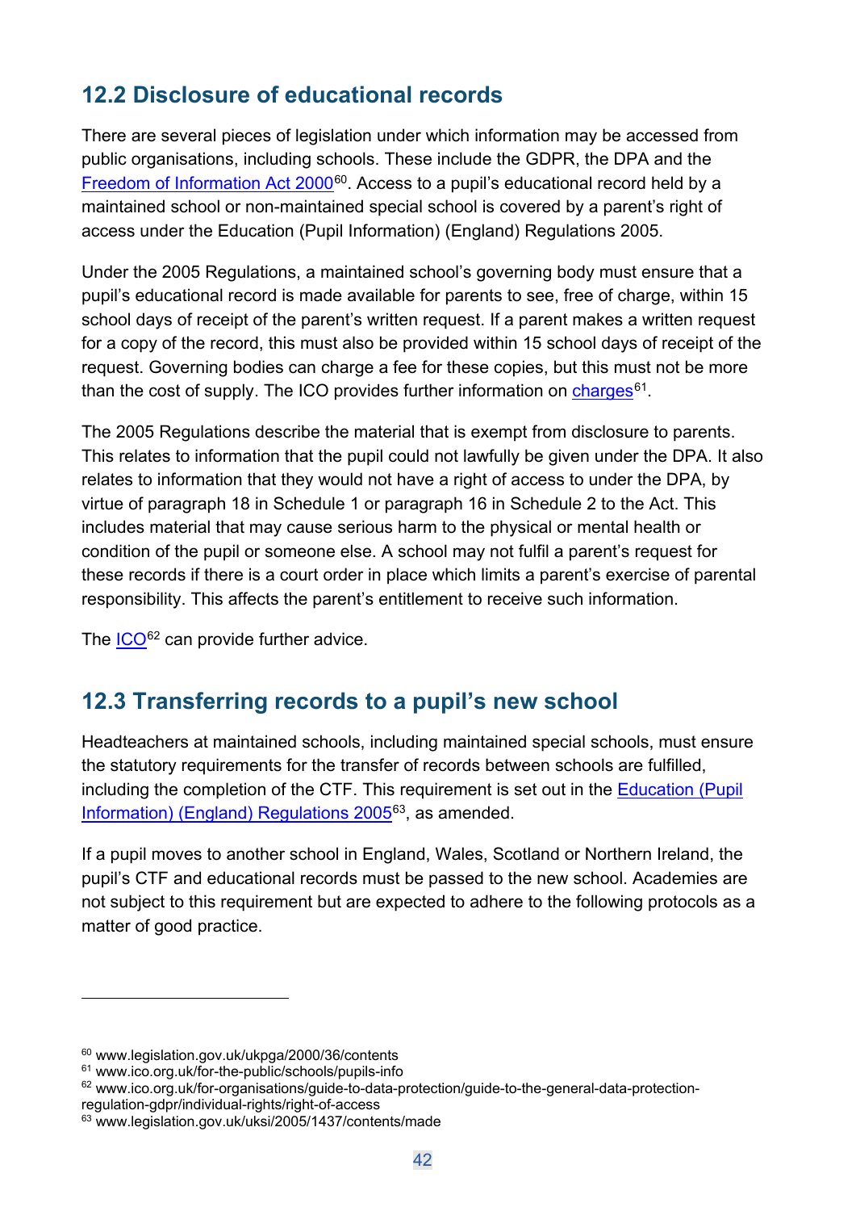## 12.2 Disclosure of educational records

There are several pieces of legislation under which information may be accessed from public organisations, including schools. These include the GDPR, the DPA and the Freedom of Information Act 2000[60]. Access to a pupil's educational record held by a maintained school or non-maintained special school is covered by a parent's right of access under the Education (Pupil Information) (England) Regulations 2005.

Under the 2005 Regulations, a maintained school's governing body must ensure that a pupil's educational record is made available for parents to see, free of charge, within 15 school days of receipt of the parent's written request. If a parent makes a written request for a copy of the record, this must also be provided within 15 school days of receipt of the request. Governing bodies can charge a fee for these copies, but this must not be more than the cost of supply. The ICO provides further information on charges[61].

The 2005 Regulations describe the material that is exempt from disclosure to parents. This relates to information that the pupil could not lawfully be given under the DPA. It also relates to information that they would not have a right of access to under the DPA, by virtue of paragraph 18 in Schedule 1 or paragraph 16 in Schedule 2 to the Act. This includes material that may cause serious harm to the physical or mental health or condition of the pupil or someone else. A school may not fulfil a parent's request for these records if there is a court order in place which limits a parent's exercise of parental responsibility. This affects the parent's entitlement to receive such information.

The ICO[62] can provide further advice.

## 12.3 Transferring records to a pupil's new school

Headteachers at maintained schools, including maintained special schools, must ensure the statutory requirements for the transfer of records between schools are fulfilled, including the completion of the CTF. This requirement is set out in the Education (Pupil Information) (England) Regulations 2005[63], as amended.

If a pupil moves to another school in England, Wales, Scotland or Northern Ireland, the pupil's CTF and educational records must be passed to the new school. Academies are not subject to this requirement but are expected to adhere to the following protocols as a matter of good practice.

---

[60] www.legislation.gov.uk/ukpga/2000/36/contents

[61] www.ico.org.uk/for-the-public/schools/pupils-info

[62] www.ico.org.uk/for-organisations/guide-to-data-protection/guide-to-the-general-data-protection-regulation-gdpr/individual-rights/right-of-access

[63] www.legislation.gov.uk/uksi/2005/1437/contents/made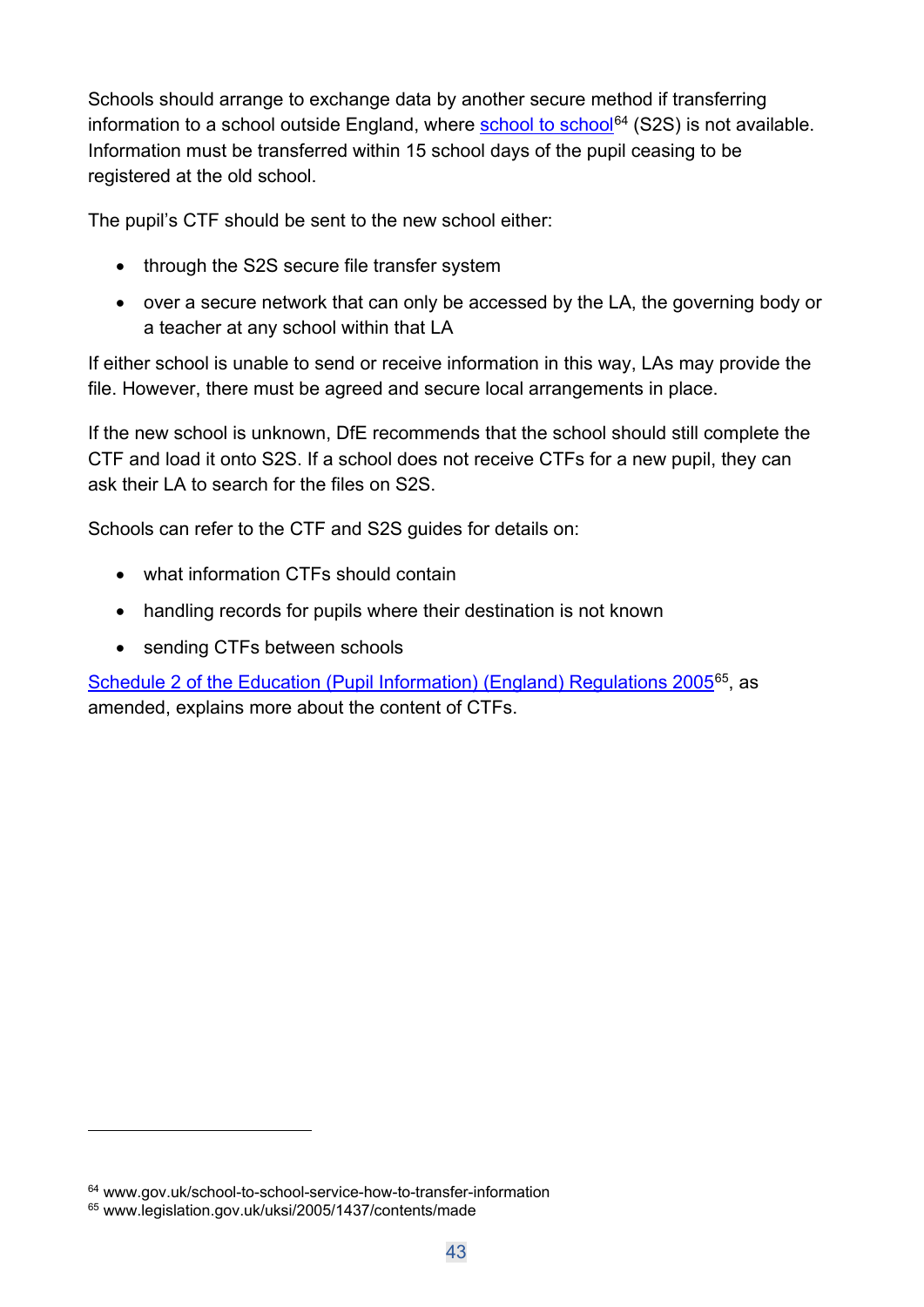Schools should arrange to exchange data by another secure method if transferring information to a school outside England, where [school to school](www.gov.uk/school-to-school-service-how-to-transfer-information)[64] (S2S) is not available. Information must be transferred within 15 school days of the pupil ceasing to be registered at the old school.

The pupil's CTF should be sent to the new school either:

- through the S2S secure file transfer system
- over a secure network that can only be accessed by the LA, the governing body or a teacher at any school within that LA

If either school is unable to send or receive information in this way, LAs may provide the file. However, there must be agreed and secure local arrangements in place.

If the new school is unknown, DfE recommends that the school should still complete the CTF and load it onto S2S. If a school does not receive CTFs for a new pupil, they can ask their LA to search for the files on S2S.

Schools can refer to the CTF and S2S guides for details on:

- what information CTFs should contain
- handling records for pupils where their destination is not known
- sending CTFs between schools

[Schedule 2 of the Education (Pupil Information) (England) Regulations 2005](www.legislation.gov.uk/uksi/2005/1437/contents/made)[65], as amended, explains more about the content of CTFs.

---

[64] www.gov.uk/school-to-school-service-how-to-transfer-information

[65] www.legislation.gov.uk/uksi/2005/1437/contents/made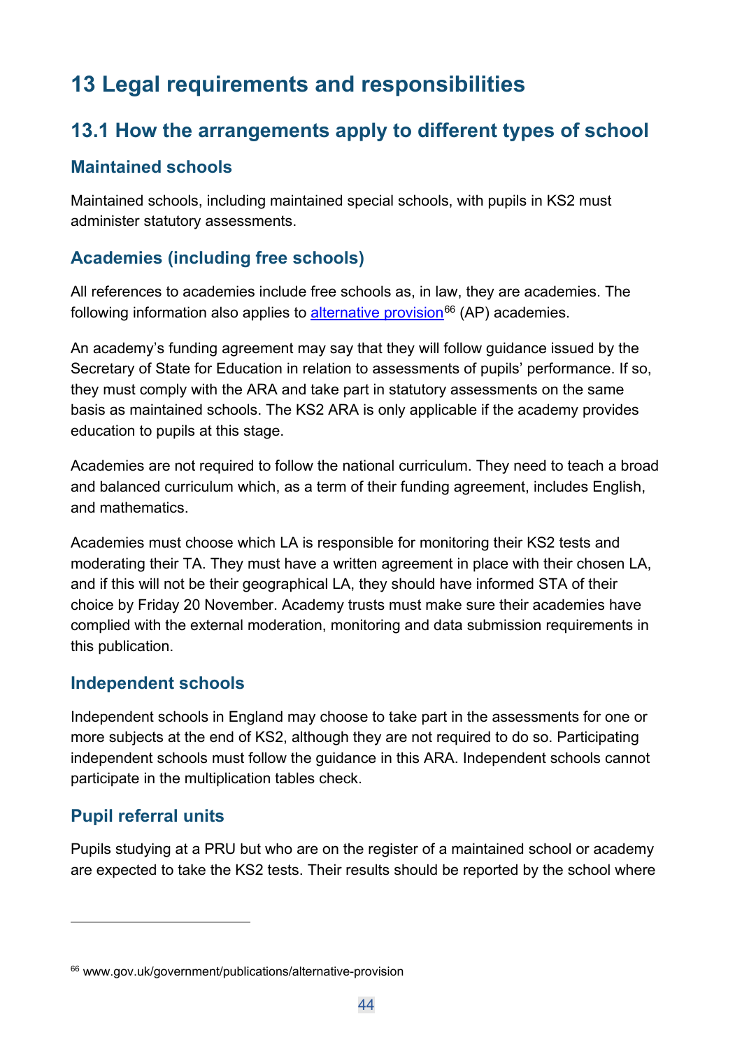# 13 Legal requirements and responsibilities

## 13.1 How the arrangements apply to different types of school

### Maintained schools

Maintained schools, including maintained special schools, with pupils in KS2 must administer statutory assessments.

### Academies (including free schools)

All references to academies include free schools as, in law, they are academies. The following information also applies to alternative provision[66] (AP) academies.

An academy's funding agreement may say that they will follow guidance issued by the Secretary of State for Education in relation to assessments of pupils' performance. If so, they must comply with the ARA and take part in statutory assessments on the same basis as maintained schools. The KS2 ARA is only applicable if the academy provides education to pupils at this stage.

Academies are not required to follow the national curriculum. They need to teach a broad and balanced curriculum which, as a term of their funding agreement, includes English, and mathematics.

Academies must choose which LA is responsible for monitoring their KS2 tests and moderating their TA. They must have a written agreement in place with their chosen LA, and if this will not be their geographical LA, they should have informed STA of their choice by Friday 20 November. Academy trusts must make sure their academies have complied with the external moderation, monitoring and data submission requirements in this publication.

### Independent schools

Independent schools in England may choose to take part in the assessments for one or more subjects at the end of KS2, although they are not required to do so. Participating independent schools must follow the guidance in this ARA. Independent schools cannot participate in the multiplication tables check.

### Pupil referral units

Pupils studying at a PRU but who are on the register of a maintained school or academy are expected to take the KS2 tests. Their results should be reported by the school where

---

[66] www.gov.uk/government/publications/alternative-provision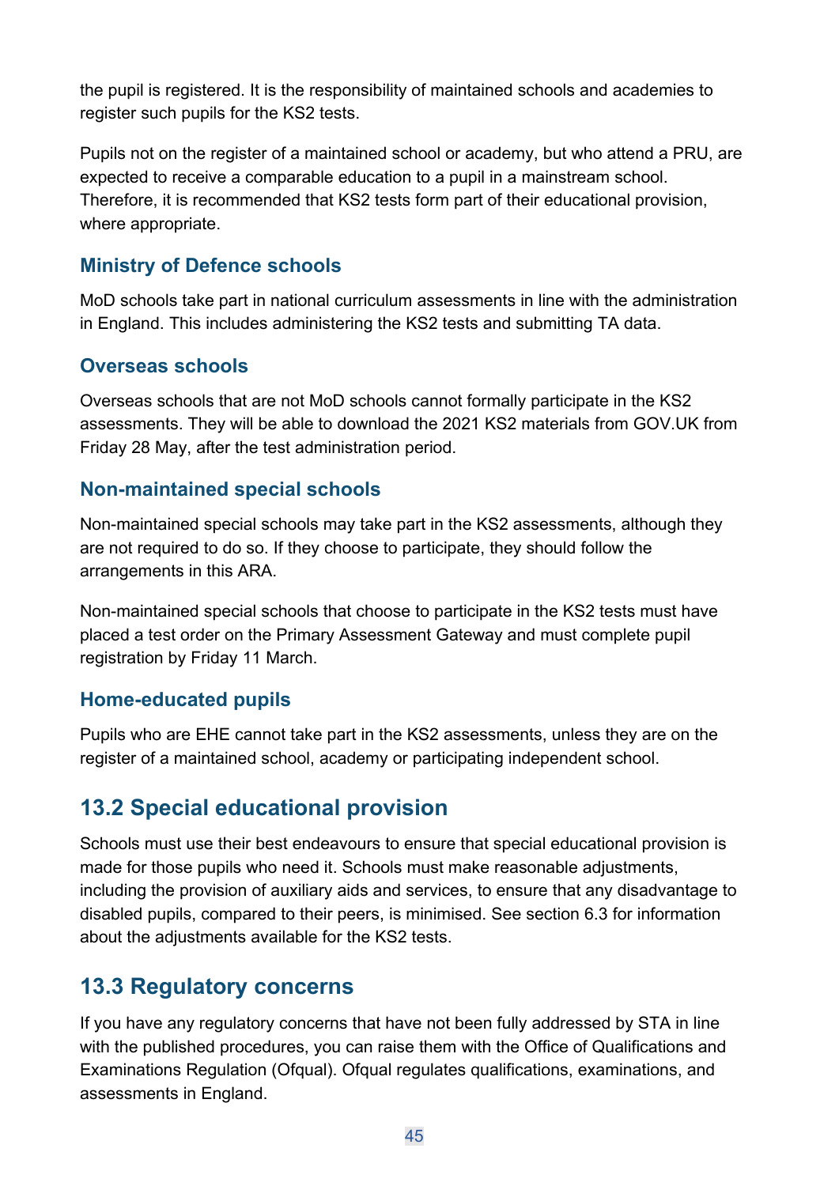the pupil is registered. It is the responsibility of maintained schools and academies to register such pupils for the KS2 tests.

Pupils not on the register of a maintained school or academy, but who attend a PRU, are expected to receive a comparable education to a pupil in a mainstream school. Therefore, it is recommended that KS2 tests form part of their educational provision, where appropriate.

### Ministry of Defence schools

MoD schools take part in national curriculum assessments in line with the administration in England. This includes administering the KS2 tests and submitting TA data.

### Overseas schools

Overseas schools that are not MoD schools cannot formally participate in the KS2 assessments. They will be able to download the 2021 KS2 materials from GOV.UK from Friday 28 May, after the test administration period.

### Non-maintained special schools

Non-maintained special schools may take part in the KS2 assessments, although they are not required to do so. If they choose to participate, they should follow the arrangements in this ARA.

Non-maintained special schools that choose to participate in the KS2 tests must have placed a test order on the Primary Assessment Gateway and must complete pupil registration by Friday 11 March.

### Home-educated pupils

Pupils who are EHE cannot take part in the KS2 assessments, unless they are on the register of a maintained school, academy or participating independent school.

## 13.2 Special educational provision

Schools must use their best endeavours to ensure that special educational provision is made for those pupils who need it. Schools must make reasonable adjustments, including the provision of auxiliary aids and services, to ensure that any disadvantage to disabled pupils, compared to their peers, is minimised. See section 6.3 for information about the adjustments available for the KS2 tests.

## 13.3 Regulatory concerns

If you have any regulatory concerns that have not been fully addressed by STA in line with the published procedures, you can raise them with the Office of Qualifications and Examinations Regulation (Ofqual). Ofqual regulates qualifications, examinations, and assessments in England.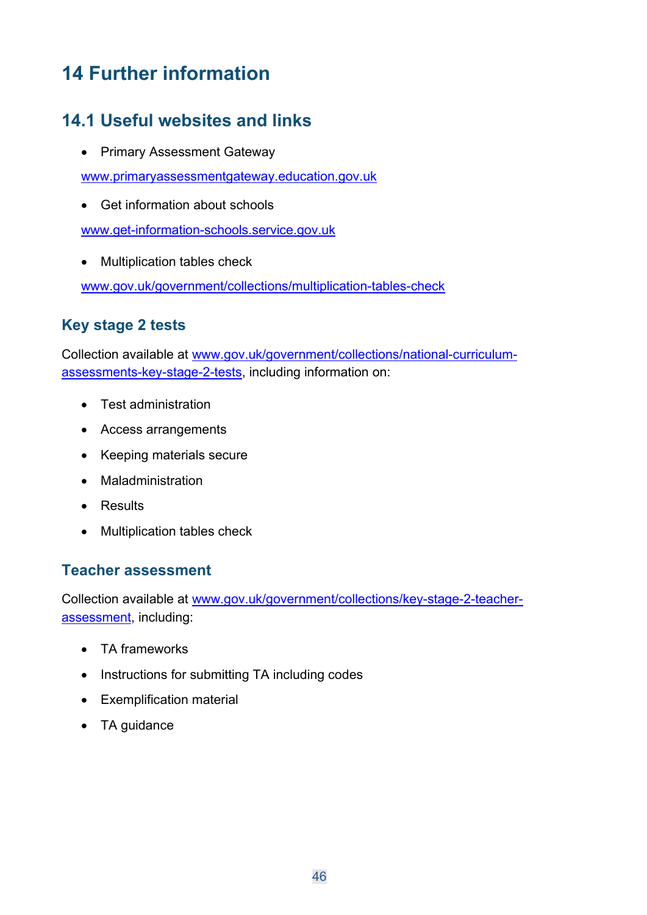# 14 Further information

## 14.1 Useful websites and links

- Primary Assessment Gateway

[www.primaryassessmentgateway.education.gov.uk](http://www.primaryassessmentgateway.education.gov.uk)

- Get information about schools

[www.get-information-schools.service.gov.uk](http://www.get-information-schools.service.gov.uk)

- Multiplication tables check

[www.gov.uk/government/collections/multiplication-tables-check](http://www.gov.uk/government/collections/multiplication-tables-check)

### Key stage 2 tests

Collection available at [www.gov.uk/government/collections/national-curriculum-assessments-key-stage-2-tests](http://www.gov.uk/government/collections/national-curriculum-assessments-key-stage-2-tests), including information on:

- Test administration
- Access arrangements
- Keeping materials secure
- Maladministration
- Results
- Multiplication tables check

### Teacher assessment

Collection available at [www.gov.uk/government/collections/key-stage-2-teacher-assessment](http://www.gov.uk/government/collections/key-stage-2-teacher-assessment), including:

- TA frameworks
- Instructions for submitting TA including codes
- Exemplification material
- TA guidance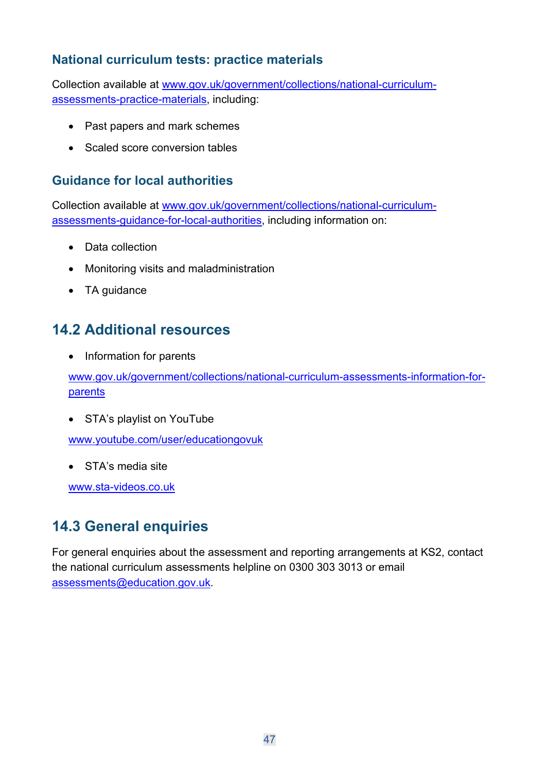### National curriculum tests: practice materials

Collection available at www.gov.uk/government/collections/national-curriculum-assessments-practice-materials, including:

- Past papers and mark schemes
- Scaled score conversion tables

### Guidance for local authorities

Collection available at www.gov.uk/government/collections/national-curriculum-assessments-guidance-for-local-authorities, including information on:

- Data collection
- Monitoring visits and maladministration
- TA guidance

## 14.2 Additional resources

- Information for parents

  www.gov.uk/government/collections/national-curriculum-assessments-information-for-parents

- STA's playlist on YouTube

  www.youtube.com/user/educationgovuk

- STA's media site

  www.sta-videos.co.uk

## 14.3 General enquiries

For general enquiries about the assessment and reporting arrangements at KS2, contact the national curriculum assessments helpline on 0300 303 3013 or email assessments@education.gov.uk.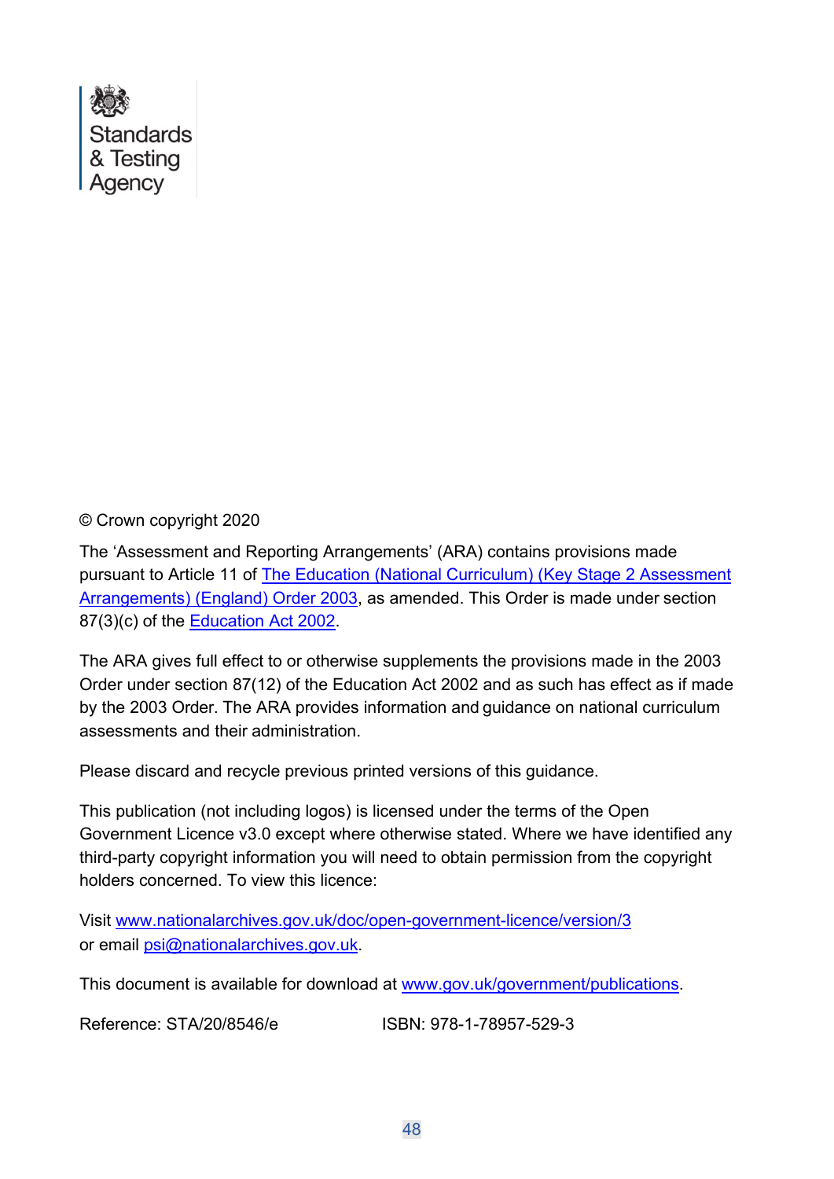Standards & Testing Agency

© Crown copyright 2020

The 'Assessment and Reporting Arrangements' (ARA) contains provisions made pursuant to Article 11 of The Education (National Curriculum) (Key Stage 2 Assessment Arrangements) (England) Order 2003, as amended. This Order is made under section 87(3)(c) of the Education Act 2002.

The ARA gives full effect to or otherwise supplements the provisions made in the 2003 Order under section 87(12) of the Education Act 2002 and as such has effect as if made by the 2003 Order. The ARA provides information and guidance on national curriculum assessments and their administration.

Please discard and recycle previous printed versions of this guidance.

This publication (not including logos) is licensed under the terms of the Open Government Licence v3.0 except where otherwise stated. Where we have identified any third-party copyright information you will need to obtain permission from the copyright holders concerned. To view this licence:

Visit www.nationalarchives.gov.uk/doc/open-government-licence/version/3
or email psi@nationalarchives.gov.uk.

This document is available for download at www.gov.uk/government/publications.

Reference: STA/20/8546/e ISBN: 978-1-78957-529-3